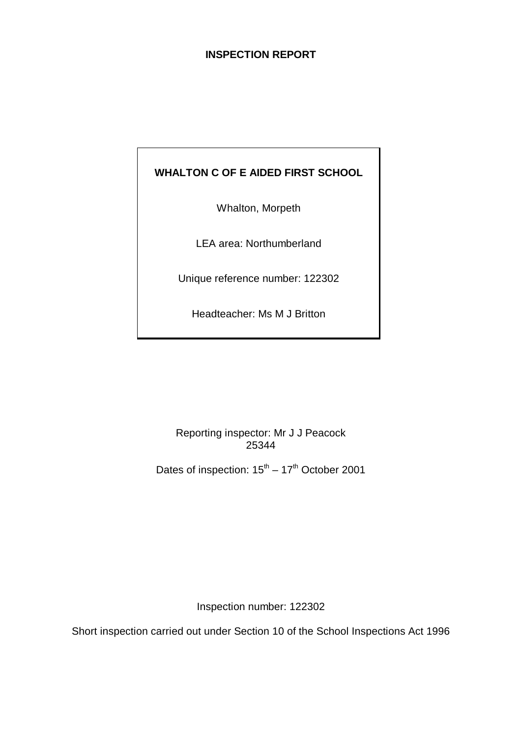# INSPECTION REPORT

**WHALTON C OF E AIDED FIRST SCHOOL**

Whalton, Morpeth

LEA area: Northumberland

Unique reference number: 122302

Headteacher: Ms M J Britton

Reporting inspector: Mr J J Peacock
25344

Dates of inspection: 15th – 17th October 2001

Inspection number: 122302

Short inspection carried out under Section 10 of the School Inspections Act 1996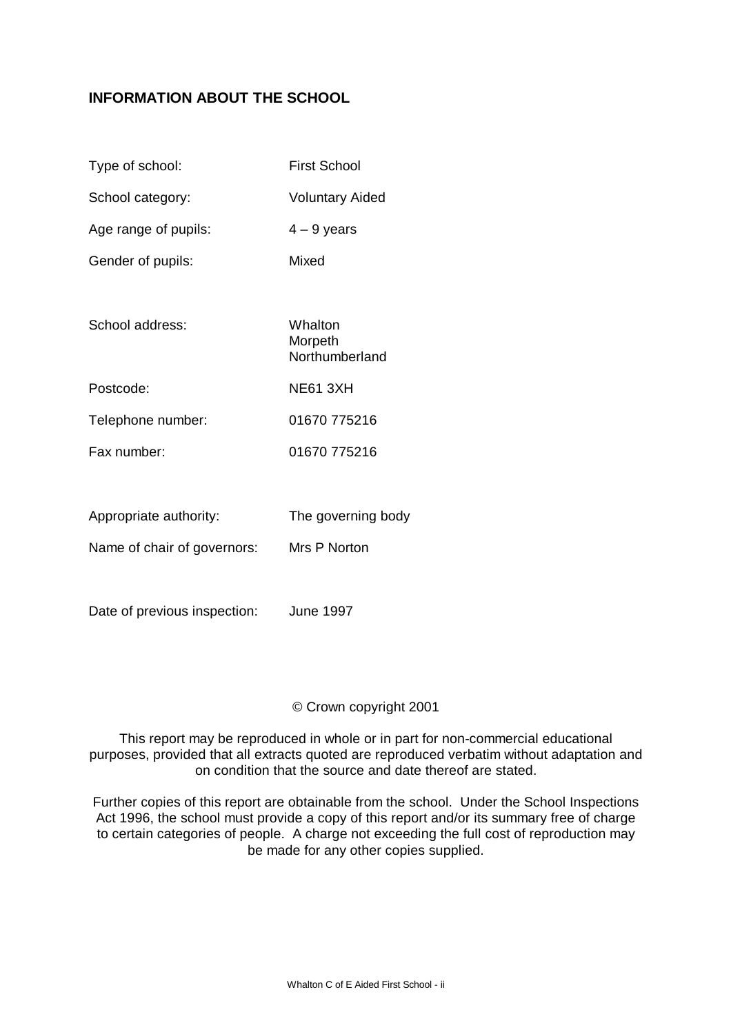## INFORMATION ABOUT THE SCHOOL

| | |
|---|---|
| Type of school: | First School |
| School category: | Voluntary Aided |
| Age range of pupils: | 4 – 9 years |
| Gender of pupils: | Mixed |
| School address: | Whalton<br>Morpeth<br>Northumberland |
| Postcode: | NE61 3XH |
| Telephone number: | 01670 775216 |
| Fax number: | 01670 775216 |
| Appropriate authority: | The governing body |
| Name of chair of governors: | Mrs P Norton |
| Date of previous inspection: | June 1997 |

© Crown copyright 2001

This report may be reproduced in whole or in part for non-commercial educational purposes, provided that all extracts quoted are reproduced verbatim without adaptation and on condition that the source and date thereof are stated.

Further copies of this report are obtainable from the school. Under the School Inspections Act 1996, the school must provide a copy of this report and/or its summary free of charge to certain categories of people. A charge not exceeding the full cost of reproduction may be made for any other copies supplied.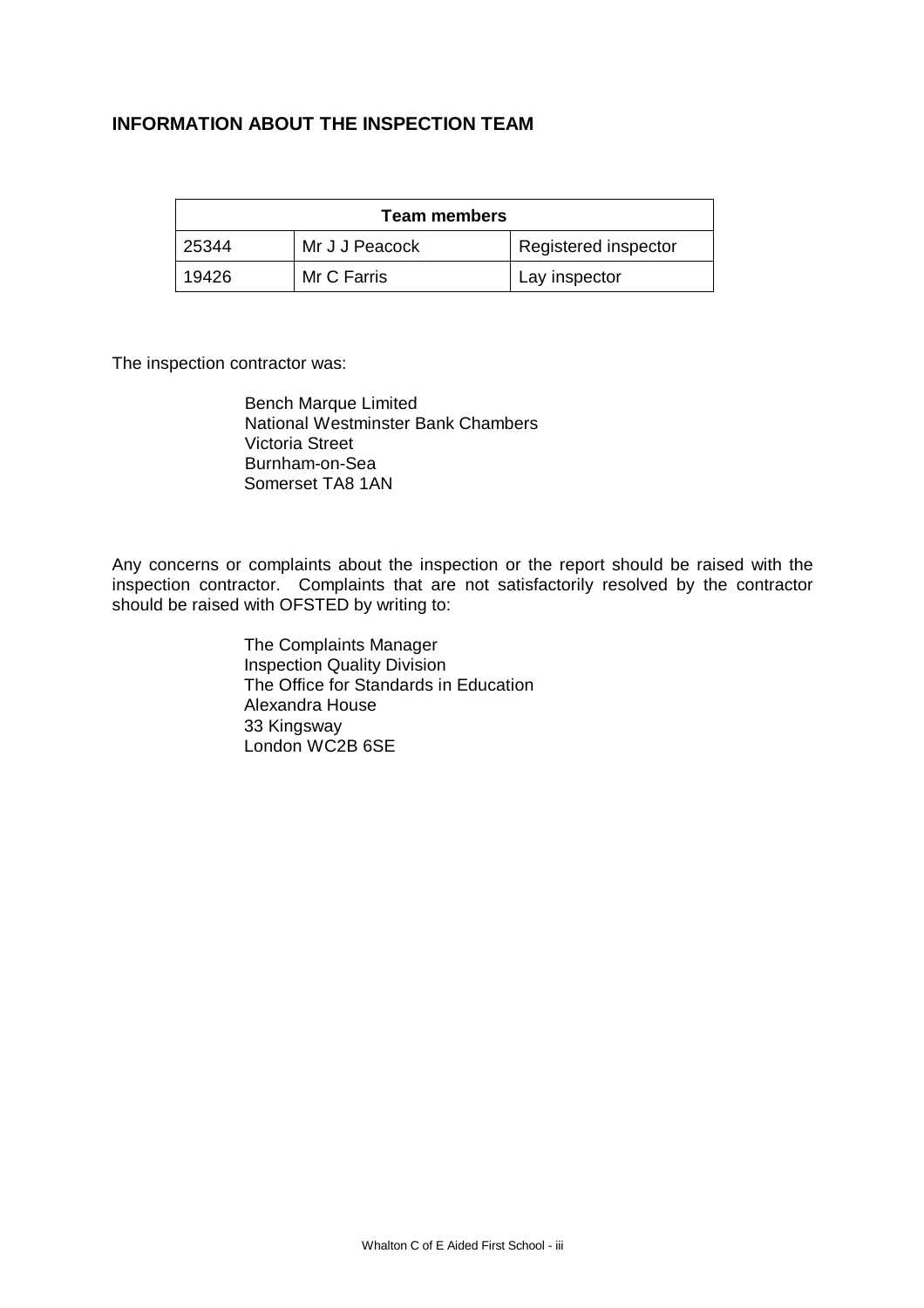## INFORMATION ABOUT THE INSPECTION TEAM

| Team members | | |
|---|---|---|
| 25344 | Mr J J Peacock | Registered inspector |
| 19426 | Mr C Farris | Lay inspector |

The inspection contractor was:

Bench Marque Limited
National Westminster Bank Chambers
Victoria Street
Burnham-on-Sea
Somerset TA8 1AN

Any concerns or complaints about the inspection or the report should be raised with the inspection contractor. Complaints that are not satisfactorily resolved by the contractor should be raised with OFSTED by writing to:

The Complaints Manager
Inspection Quality Division
The Office for Standards in Education
Alexandra House
33 Kingsway
London WC2B 6SE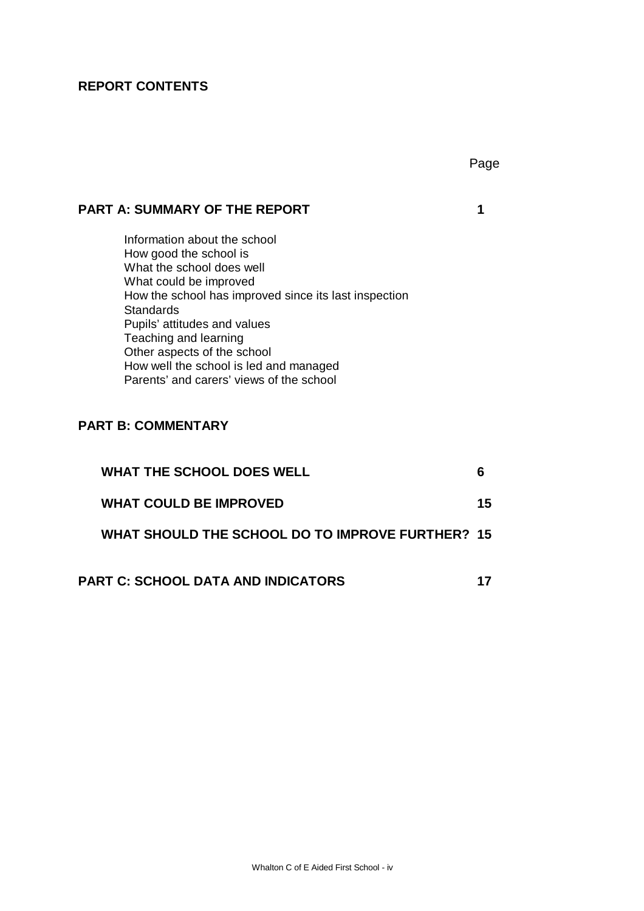## REPORT CONTENTS

| | Page |
|---|---|
| **PART A: SUMMARY OF THE REPORT** | **1** |
| Information about the school<br>How good the school is<br>What the school does well<br>What could be improved<br>How the school has improved since its last inspection<br>Standards<br>Pupils' attitudes and values<br>Teaching and learning<br>Other aspects of the school<br>How well the school is led and managed<br>Parents' and carers' views of the school | |
| **PART B: COMMENTARY** | |
| **WHAT THE SCHOOL DOES WELL** | **6** |
| **WHAT COULD BE IMPROVED** | **15** |
| **WHAT SHOULD THE SCHOOL DO TO IMPROVE FURTHER?** | **15** |
| **PART C: SCHOOL DATA AND INDICATORS** | **17** |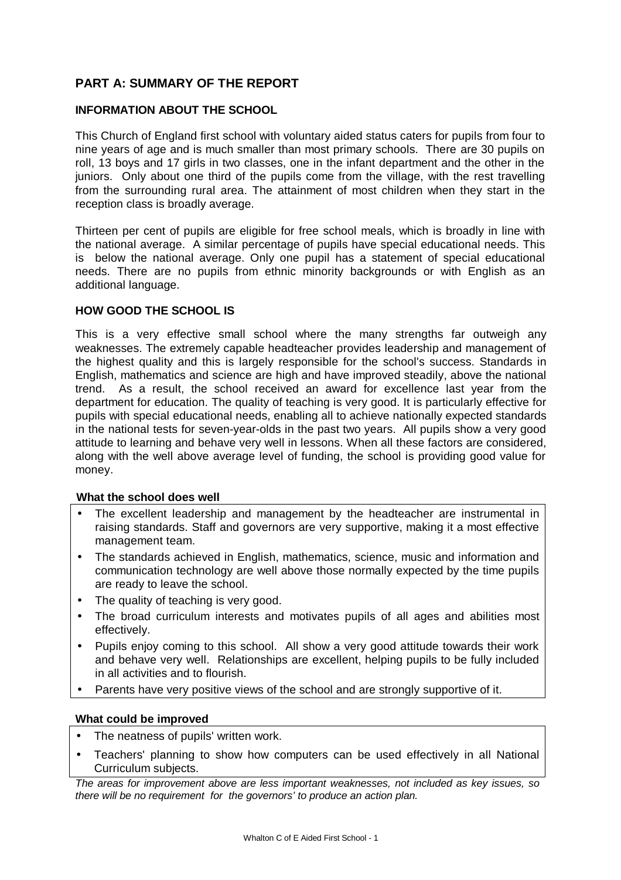## PART A: SUMMARY OF THE REPORT

### INFORMATION ABOUT THE SCHOOL

This Church of England first school with voluntary aided status caters for pupils from four to nine years of age and is much smaller than most primary schools. There are 30 pupils on roll, 13 boys and 17 girls in two classes, one in the infant department and the other in the juniors. Only about one third of the pupils come from the village, with the rest travelling from the surrounding rural area. The attainment of most children when they start in the reception class is broadly average.

Thirteen per cent of pupils are eligible for free school meals, which is broadly in line with the national average. A similar percentage of pupils have special educational needs. This is below the national average. Only one pupil has a statement of special educational needs. There are no pupils from ethnic minority backgrounds or with English as an additional language.

### HOW GOOD THE SCHOOL IS

This is a very effective small school where the many strengths far outweigh any weaknesses. The extremely capable headteacher provides leadership and management of the highest quality and this is largely responsible for the school's success. Standards in English, mathematics and science are high and have improved steadily, above the national trend. As a result, the school received an award for excellence last year from the department for education. The quality of teaching is very good. It is particularly effective for pupils with special educational needs, enabling all to achieve nationally expected standards in the national tests for seven-year-olds in the past two years. All pupils show a very good attitude to learning and behave very well in lessons. When all these factors are considered, along with the well above average level of funding, the school is providing good value for money.

**What the school does well**

- The excellent leadership and management by the headteacher are instrumental in raising standards. Staff and governors are very supportive, making it a most effective management team.
- The standards achieved in English, mathematics, science, music and information and communication technology are well above those normally expected by the time pupils are ready to leave the school.
- The quality of teaching is very good.
- The broad curriculum interests and motivates pupils of all ages and abilities most effectively.
- Pupils enjoy coming to this school. All show a very good attitude towards their work and behave very well. Relationships are excellent, helping pupils to be fully included in all activities and to flourish.
- Parents have very positive views of the school and are strongly supportive of it.

**What could be improved**

- The neatness of pupils' written work.
- Teachers' planning to show how computers can be used effectively in all National Curriculum subjects.

*The areas for improvement above are less important weaknesses, not included as key issues, so there will be no requirement for the governors' to produce an action plan.*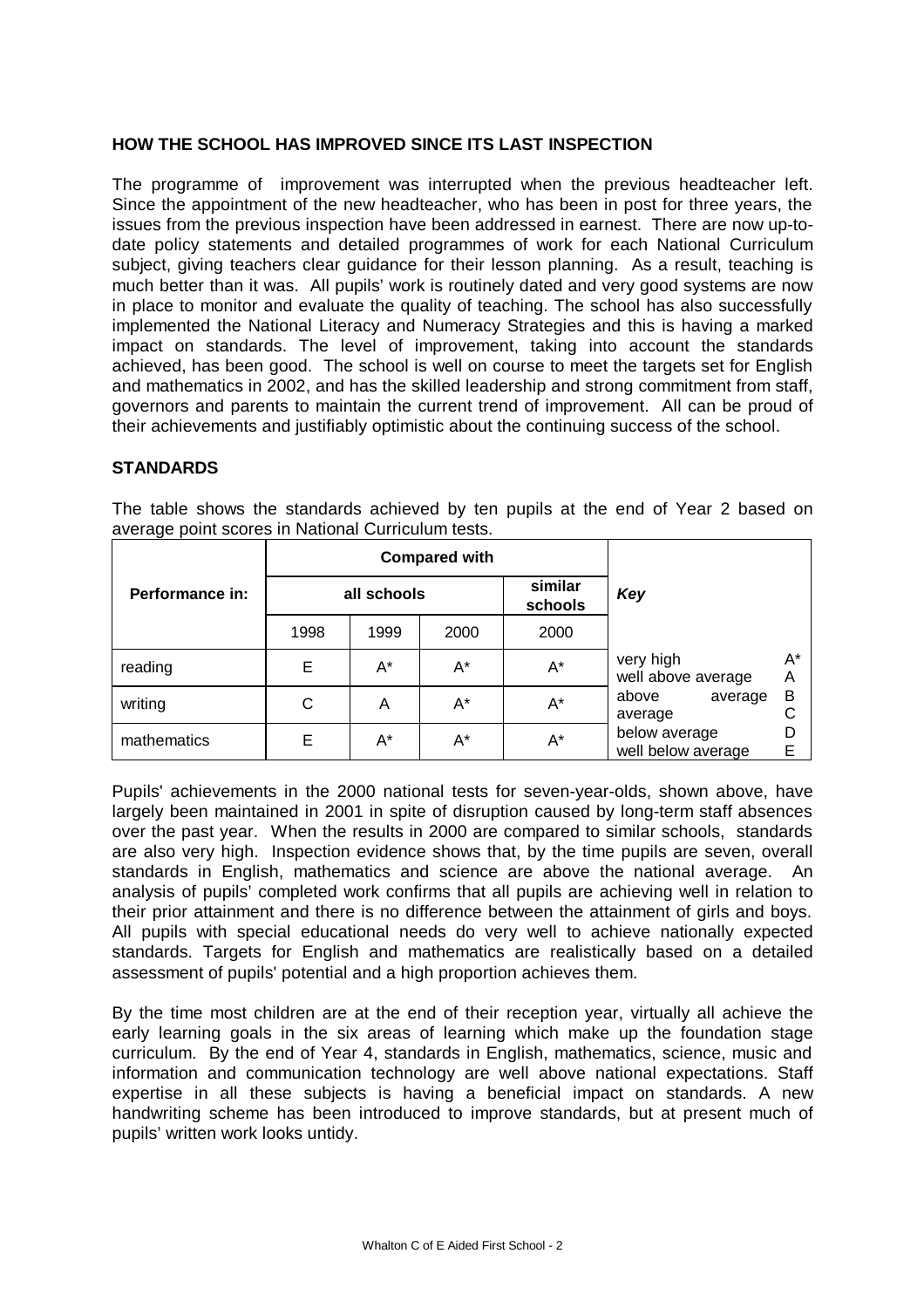## HOW THE SCHOOL HAS IMPROVED SINCE ITS LAST INSPECTION

The programme of improvement was interrupted when the previous headteacher left. Since the appointment of the new headteacher, who has been in post for three years, the issues from the previous inspection have been addressed in earnest. There are now up-to-date policy statements and detailed programmes of work for each National Curriculum subject, giving teachers clear guidance for their lesson planning. As a result, teaching is much better than it was. All pupils' work is routinely dated and very good systems are now in place to monitor and evaluate the quality of teaching. The school has also successfully implemented the National Literacy and Numeracy Strategies and this is having a marked impact on standards. The level of improvement, taking into account the standards achieved, has been good. The school is well on course to meet the targets set for English and mathematics in 2002, and has the skilled leadership and strong commitment from staff, governors and parents to maintain the current trend of improvement. All can be proud of their achievements and justifiably optimistic about the continuing success of the school.

## STANDARDS

The table shows the standards achieved by ten pupils at the end of Year 2 based on average point scores in National Curriculum tests.

| Performance in: | Compared with | | | | *Key* | |
|---|---|---|---|---|---|---|
| | all schools | | | similar schools | | |
| | 1998 | 1999 | 2000 | 2000 | | |
| reading | E | A* | A* | A* | very high | A* |
| | | | | | well above average | A |
| writing | C | A | A* | A* | above average | B |
| | | | | | average | C |
| mathematics | E | A* | A* | A* | below average | D |
| | | | | | well below average | E |

Pupils' achievements in the 2000 national tests for seven-year-olds, shown above, have largely been maintained in 2001 in spite of disruption caused by long-term staff absences over the past year. When the results in 2000 are compared to similar schools, standards are also very high. Inspection evidence shows that, by the time pupils are seven, overall standards in English, mathematics and science are above the national average. An analysis of pupils' completed work confirms that all pupils are achieving well in relation to their prior attainment and there is no difference between the attainment of girls and boys. All pupils with special educational needs do very well to achieve nationally expected standards. Targets for English and mathematics are realistically based on a detailed assessment of pupils' potential and a high proportion achieves them.

By the time most children are at the end of their reception year, virtually all achieve the early learning goals in the six areas of learning which make up the foundation stage curriculum. By the end of Year 4, standards in English, mathematics, science, music and information and communication technology are well above national expectations. Staff expertise in all these subjects is having a beneficial impact on standards. A new handwriting scheme has been introduced to improve standards, but at present much of pupils' written work looks untidy.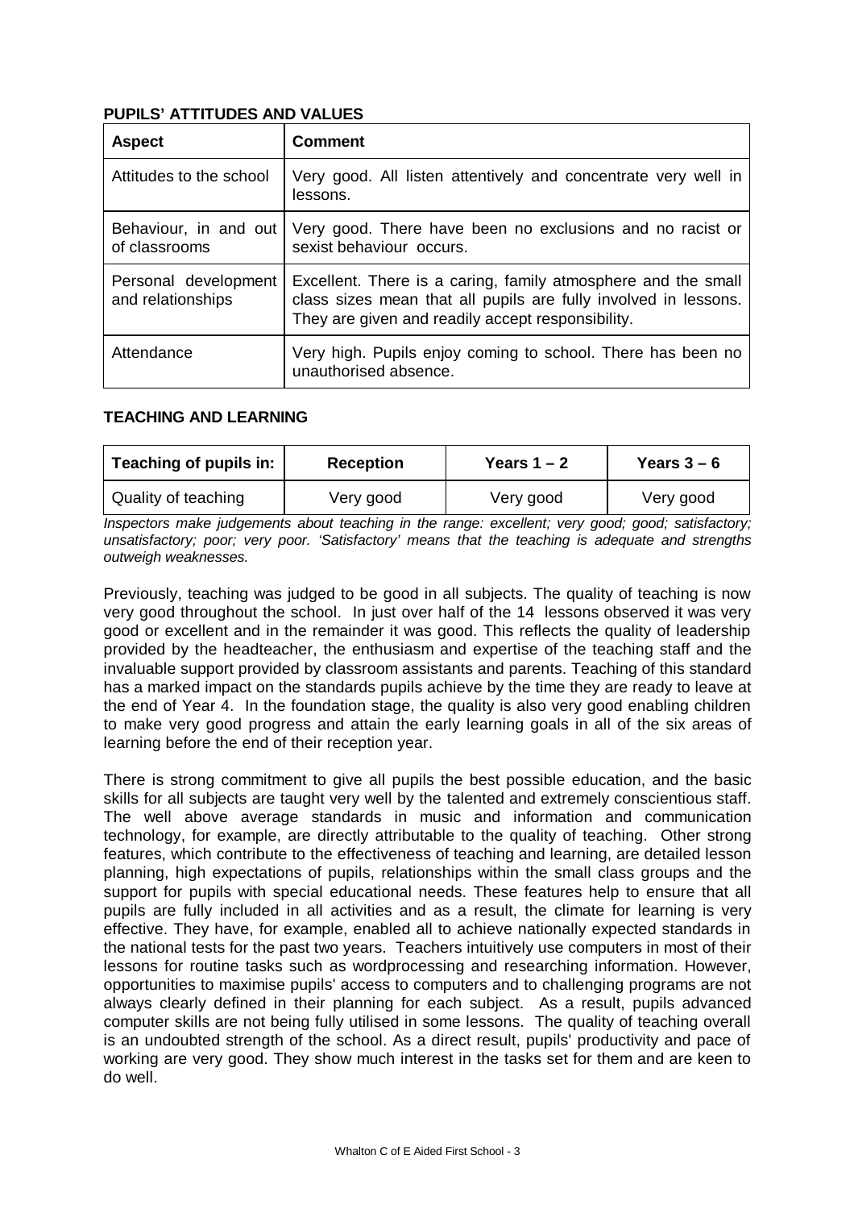### PUPILS' ATTITUDES AND VALUES

| Aspect | Comment |
| --- | --- |
| Attitudes to the school | Very good. All listen attentively and concentrate very well in lessons. |
| Behaviour, in and out of classrooms | Very good. There have been no exclusions and no racist or sexist behaviour occurs. |
| Personal development and relationships | Excellent. There is a caring, family atmosphere and the small class sizes mean that all pupils are fully involved in lessons. They are given and readily accept responsibility. |
| Attendance | Very high. Pupils enjoy coming to school. There has been no unauthorised absence. |

### TEACHING AND LEARNING

| Teaching of pupils in: | Reception | Years 1 – 2 | Years 3 – 6 |
| --- | --- | --- | --- |
| Quality of teaching | Very good | Very good | Very good |

*Inspectors make judgements about teaching in the range: excellent; very good; good; satisfactory; unsatisfactory; poor; very poor. 'Satisfactory' means that the teaching is adequate and strengths outweigh weaknesses.*

Previously, teaching was judged to be good in all subjects. The quality of teaching is now very good throughout the school. In just over half of the 14 lessons observed it was very good or excellent and in the remainder it was good. This reflects the quality of leadership provided by the headteacher, the enthusiasm and expertise of the teaching staff and the invaluable support provided by classroom assistants and parents. Teaching of this standard has a marked impact on the standards pupils achieve by the time they are ready to leave at the end of Year 4. In the foundation stage, the quality is also very good enabling children to make very good progress and attain the early learning goals in all of the six areas of learning before the end of their reception year.

There is strong commitment to give all pupils the best possible education, and the basic skills for all subjects are taught very well by the talented and extremely conscientious staff. The well above average standards in music and information and communication technology, for example, are directly attributable to the quality of teaching. Other strong features, which contribute to the effectiveness of teaching and learning, are detailed lesson planning, high expectations of pupils, relationships within the small class groups and the support for pupils with special educational needs. These features help to ensure that all pupils are fully included in all activities and as a result, the climate for learning is very effective. They have, for example, enabled all to achieve nationally expected standards in the national tests for the past two years. Teachers intuitively use computers in most of their lessons for routine tasks such as wordprocessing and researching information. However, opportunities to maximise pupils' access to computers and to challenging programs are not always clearly defined in their planning for each subject. As a result, pupils advanced computer skills are not being fully utilised in some lessons. The quality of teaching overall is an undoubted strength of the school. As a direct result, pupils' productivity and pace of working are very good. They show much interest in the tasks set for them and are keen to do well.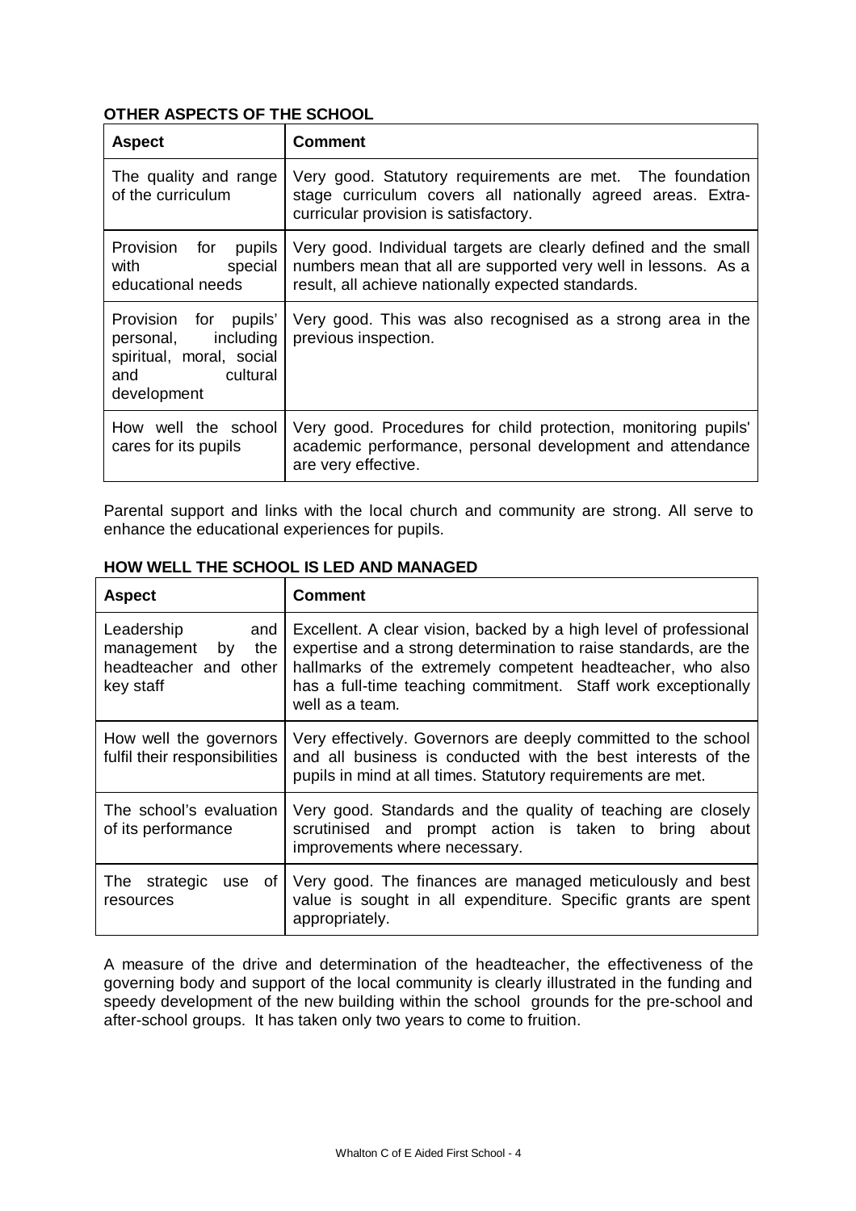**OTHER ASPECTS OF THE SCHOOL**

| Aspect | Comment |
|---|---|
| The quality and range of the curriculum | Very good. Statutory requirements are met. The foundation stage curriculum covers all nationally agreed areas. Extra-curricular provision is satisfactory. |
| Provision for pupils with special educational needs | Very good. Individual targets are clearly defined and the small numbers mean that all are supported very well in lessons. As a result, all achieve nationally expected standards. |
| Provision for pupils' personal, including spiritual, moral, social and cultural development | Very good. This was also recognised as a strong area in the previous inspection. |
| How well the school cares for its pupils | Very good. Procedures for child protection, monitoring pupils' academic performance, personal development and attendance are very effective. |

Parental support and links with the local church and community are strong. All serve to enhance the educational experiences for pupils.

**HOW WELL THE SCHOOL IS LED AND MANAGED**

| Aspect | Comment |
|---|---|
| Leadership and management by the headteacher and other key staff | Excellent. A clear vision, backed by a high level of professional expertise and a strong determination to raise standards, are the hallmarks of the extremely competent headteacher, who also has a full-time teaching commitment. Staff work exceptionally well as a team. |
| How well the governors fulfil their responsibilities | Very effectively. Governors are deeply committed to the school and all business is conducted with the best interests of the pupils in mind at all times. Statutory requirements are met. |
| The school's evaluation of its performance | Very good. Standards and the quality of teaching are closely scrutinised and prompt action is taken to bring about improvements where necessary. |
| The strategic use of resources | Very good. The finances are managed meticulously and best value is sought in all expenditure. Specific grants are spent appropriately. |

A measure of the drive and determination of the headteacher, the effectiveness of the governing body and support of the local community is clearly illustrated in the funding and speedy development of the new building within the school grounds for the pre-school and after-school groups. It has taken only two years to come to fruition.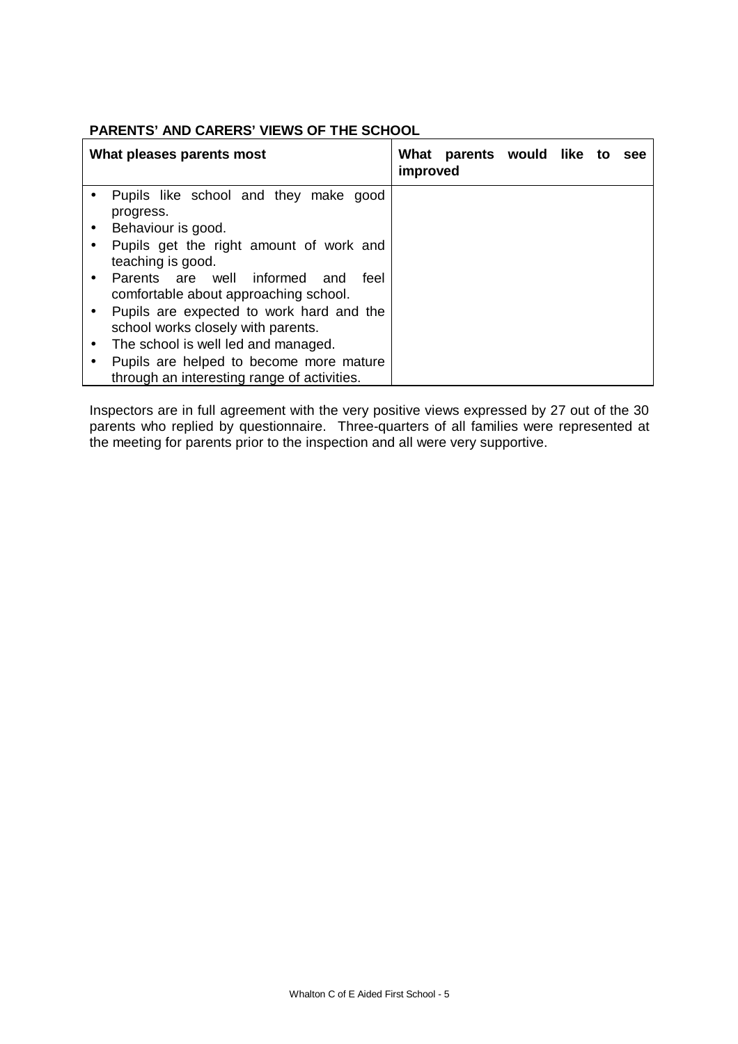## PARENTS' AND CARERS' VIEWS OF THE SCHOOL

| What pleases parents most | What parents would like to see improved |
|---|---|
| • Pupils like school and they make good progress.<br>• Behaviour is good.<br>• Pupils get the right amount of work and teaching is good.<br>• Parents are well informed and feel comfortable about approaching school.<br>• Pupils are expected to work hard and the school works closely with parents.<br>• The school is well led and managed.<br>• Pupils are helped to become more mature through an interesting range of activities. | |

Inspectors are in full agreement with the very positive views expressed by 27 out of the 30 parents who replied by questionnaire. Three-quarters of all families were represented at the meeting for parents prior to the inspection and all were very supportive.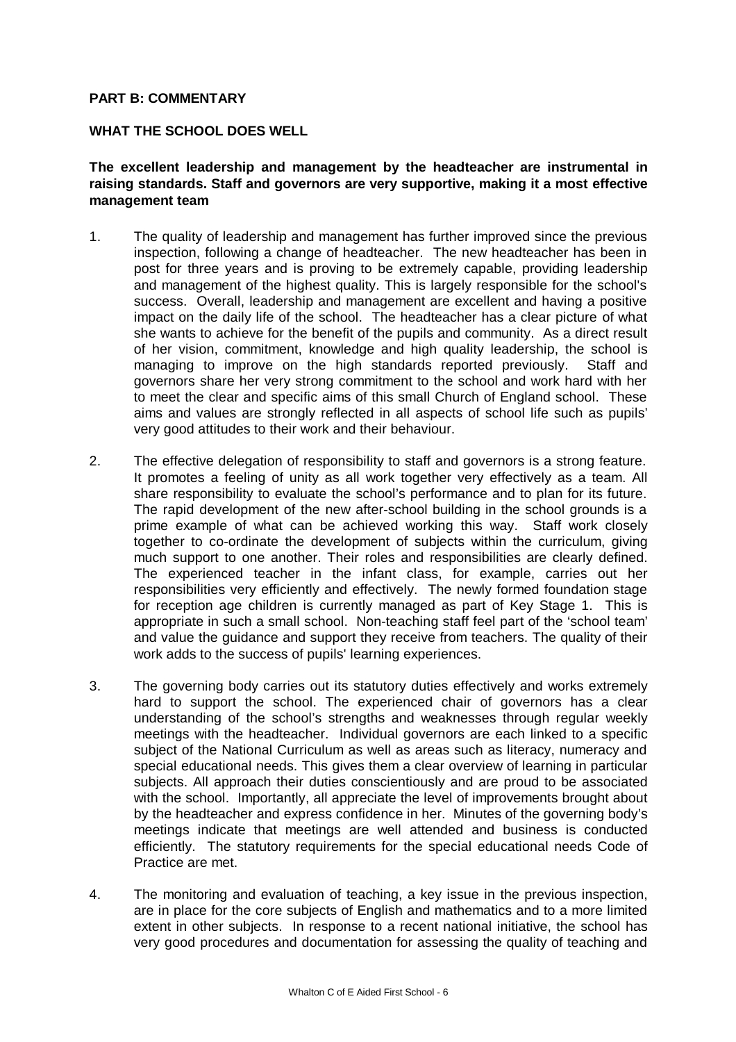**PART B: COMMENTARY**

**WHAT THE SCHOOL DOES WELL**

**The excellent leadership and management by the headteacher are instrumental in raising standards. Staff and governors are very supportive, making it a most effective management team**

1. The quality of leadership and management has further improved since the previous inspection, following a change of headteacher. The new headteacher has been in post for three years and is proving to be extremely capable, providing leadership and management of the highest quality. This is largely responsible for the school's success. Overall, leadership and management are excellent and having a positive impact on the daily life of the school. The headteacher has a clear picture of what she wants to achieve for the benefit of the pupils and community. As a direct result of her vision, commitment, knowledge and high quality leadership, the school is managing to improve on the high standards reported previously. Staff and governors share her very strong commitment to the school and work hard with her to meet the clear and specific aims of this small Church of England school. These aims and values are strongly reflected in all aspects of school life such as pupils' very good attitudes to their work and their behaviour.

2. The effective delegation of responsibility to staff and governors is a strong feature. It promotes a feeling of unity as all work together very effectively as a team. All share responsibility to evaluate the school's performance and to plan for its future. The rapid development of the new after-school building in the school grounds is a prime example of what can be achieved working this way. Staff work closely together to co-ordinate the development of subjects within the curriculum, giving much support to one another. Their roles and responsibilities are clearly defined. The experienced teacher in the infant class, for example, carries out her responsibilities very efficiently and effectively. The newly formed foundation stage for reception age children is currently managed as part of Key Stage 1. This is appropriate in such a small school. Non-teaching staff feel part of the 'school team' and value the guidance and support they receive from teachers. The quality of their work adds to the success of pupils' learning experiences.

3. The governing body carries out its statutory duties effectively and works extremely hard to support the school. The experienced chair of governors has a clear understanding of the school's strengths and weaknesses through regular weekly meetings with the headteacher. Individual governors are each linked to a specific subject of the National Curriculum as well as areas such as literacy, numeracy and special educational needs. This gives them a clear overview of learning in particular subjects. All approach their duties conscientiously and are proud to be associated with the school. Importantly, all appreciate the level of improvements brought about by the headteacher and express confidence in her. Minutes of the governing body's meetings indicate that meetings are well attended and business is conducted efficiently. The statutory requirements for the special educational needs Code of Practice are met.

4. The monitoring and evaluation of teaching, a key issue in the previous inspection, are in place for the core subjects of English and mathematics and to a more limited extent in other subjects. In response to a recent national initiative, the school has very good procedures and documentation for assessing the quality of teaching and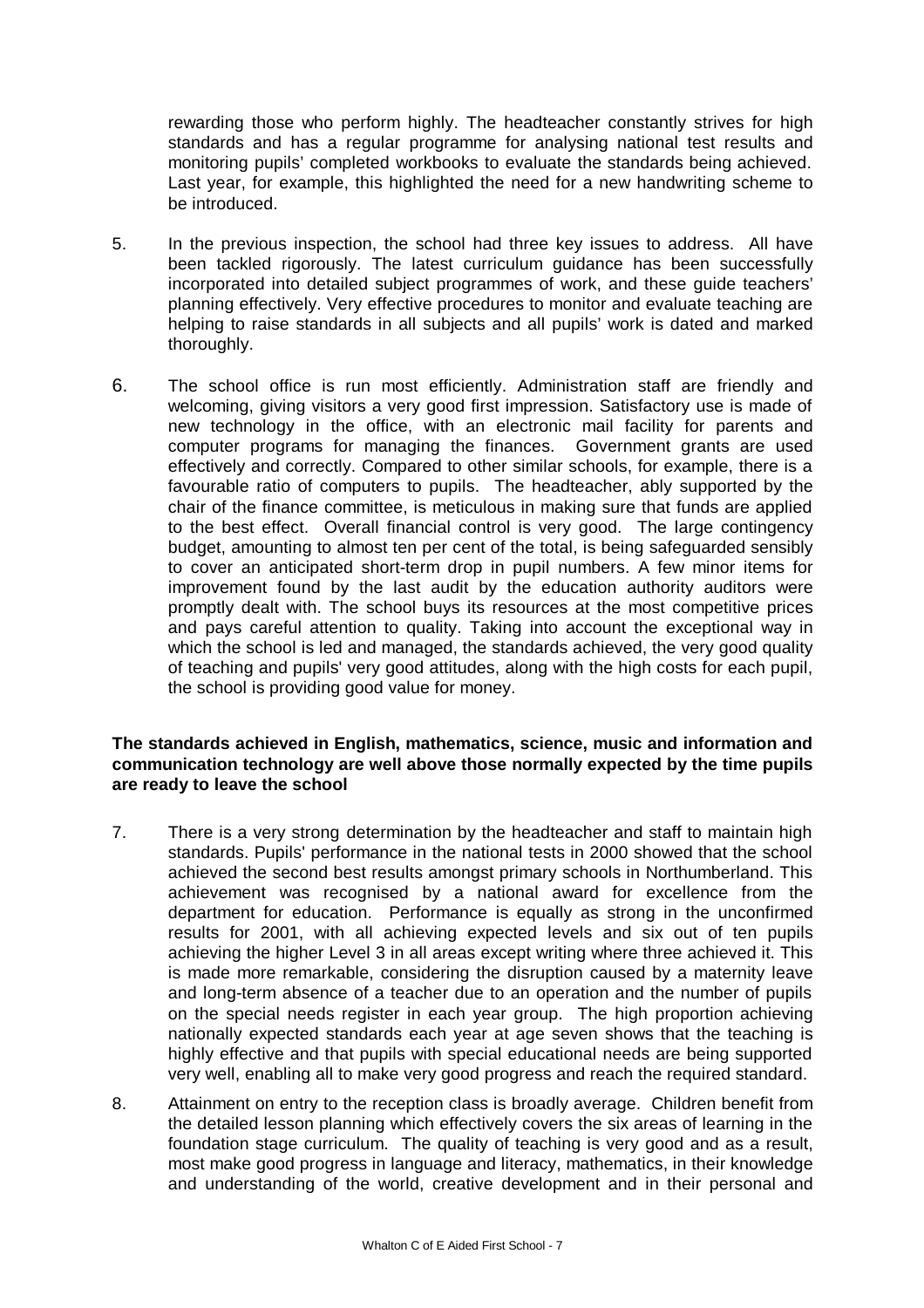rewarding those who perform highly. The headteacher constantly strives for high standards and has a regular programme for analysing national test results and monitoring pupils' completed workbooks to evaluate the standards being achieved. Last year, for example, this highlighted the need for a new handwriting scheme to be introduced.

5. In the previous inspection, the school had three key issues to address. All have been tackled rigorously. The latest curriculum guidance has been successfully incorporated into detailed subject programmes of work, and these guide teachers' planning effectively. Very effective procedures to monitor and evaluate teaching are helping to raise standards in all subjects and all pupils' work is dated and marked thoroughly.

6. The school office is run most efficiently. Administration staff are friendly and welcoming, giving visitors a very good first impression. Satisfactory use is made of new technology in the office, with an electronic mail facility for parents and computer programs for managing the finances. Government grants are used effectively and correctly. Compared to other similar schools, for example, there is a favourable ratio of computers to pupils. The headteacher, ably supported by the chair of the finance committee, is meticulous in making sure that funds are applied to the best effect. Overall financial control is very good. The large contingency budget, amounting to almost ten per cent of the total, is being safeguarded sensibly to cover an anticipated short-term drop in pupil numbers. A few minor items for improvement found by the last audit by the education authority auditors were promptly dealt with. The school buys its resources at the most competitive prices and pays careful attention to quality. Taking into account the exceptional way in which the school is led and managed, the standards achieved, the very good quality of teaching and pupils' very good attitudes, along with the high costs for each pupil, the school is providing good value for money.

**The standards achieved in English, mathematics, science, music and information and communication technology are well above those normally expected by the time pupils are ready to leave the school**

7. There is a very strong determination by the headteacher and staff to maintain high standards. Pupils' performance in the national tests in 2000 showed that the school achieved the second best results amongst primary schools in Northumberland. This achievement was recognised by a national award for excellence from the department for education. Performance is equally as strong in the unconfirmed results for 2001, with all achieving expected levels and six out of ten pupils achieving the higher Level 3 in all areas except writing where three achieved it. This is made more remarkable, considering the disruption caused by a maternity leave and long-term absence of a teacher due to an operation and the number of pupils on the special needs register in each year group. The high proportion achieving nationally expected standards each year at age seven shows that the teaching is highly effective and that pupils with special educational needs are being supported very well, enabling all to make very good progress and reach the required standard.

8. Attainment on entry to the reception class is broadly average. Children benefit from the detailed lesson planning which effectively covers the six areas of learning in the foundation stage curriculum. The quality of teaching is very good and as a result, most make good progress in language and literacy, mathematics, in their knowledge and understanding of the world, creative development and in their personal and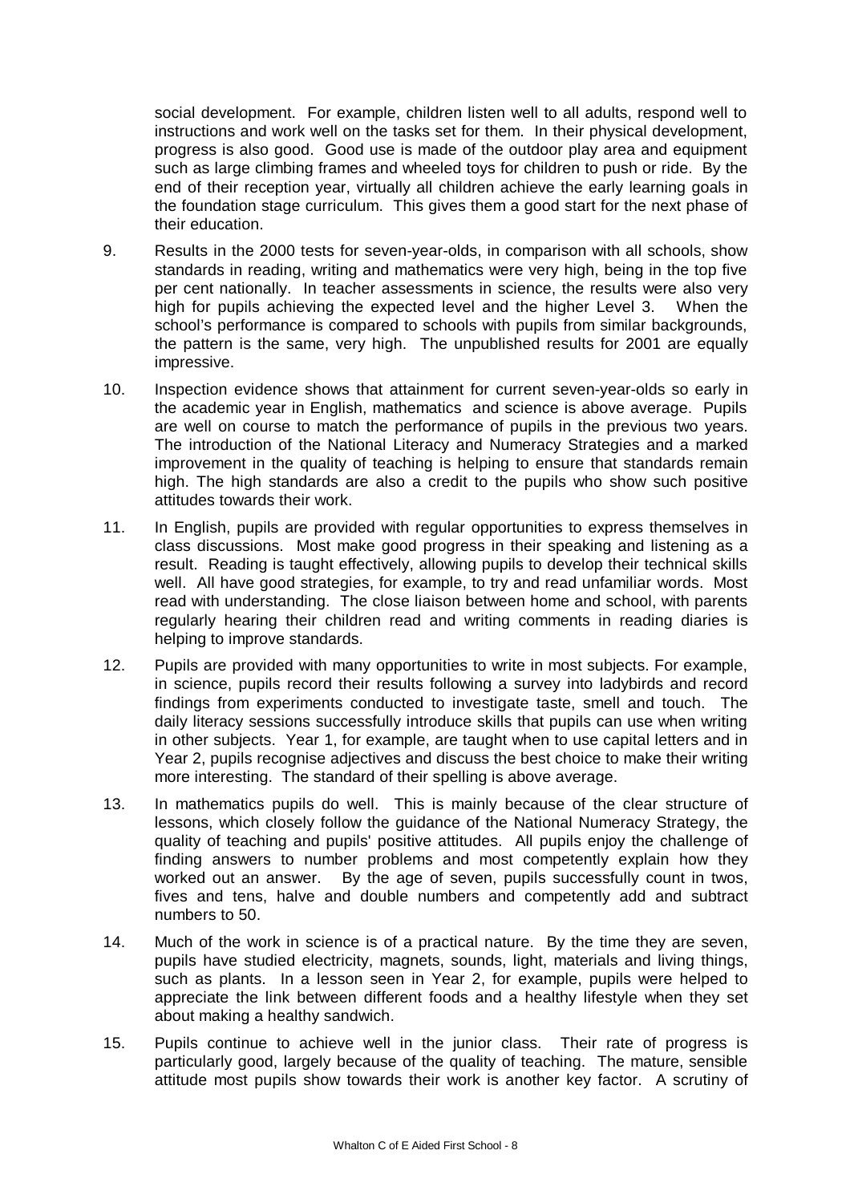social development. For example, children listen well to all adults, respond well to instructions and work well on the tasks set for them. In their physical development, progress is also good. Good use is made of the outdoor play area and equipment such as large climbing frames and wheeled toys for children to push or ride. By the end of their reception year, virtually all children achieve the early learning goals in the foundation stage curriculum. This gives them a good start for the next phase of their education.

9. Results in the 2000 tests for seven-year-olds, in comparison with all schools, show standards in reading, writing and mathematics were very high, being in the top five per cent nationally. In teacher assessments in science, the results were also very high for pupils achieving the expected level and the higher Level 3. When the school's performance is compared to schools with pupils from similar backgrounds, the pattern is the same, very high. The unpublished results for 2001 are equally impressive.

10. Inspection evidence shows that attainment for current seven-year-olds so early in the academic year in English, mathematics and science is above average. Pupils are well on course to match the performance of pupils in the previous two years. The introduction of the National Literacy and Numeracy Strategies and a marked improvement in the quality of teaching is helping to ensure that standards remain high. The high standards are also a credit to the pupils who show such positive attitudes towards their work.

11. In English, pupils are provided with regular opportunities to express themselves in class discussions. Most make good progress in their speaking and listening as a result. Reading is taught effectively, allowing pupils to develop their technical skills well. All have good strategies, for example, to try and read unfamiliar words. Most read with understanding. The close liaison between home and school, with parents regularly hearing their children read and writing comments in reading diaries is helping to improve standards.

12. Pupils are provided with many opportunities to write in most subjects. For example, in science, pupils record their results following a survey into ladybirds and record findings from experiments conducted to investigate taste, smell and touch. The daily literacy sessions successfully introduce skills that pupils can use when writing in other subjects. Year 1, for example, are taught when to use capital letters and in Year 2, pupils recognise adjectives and discuss the best choice to make their writing more interesting. The standard of their spelling is above average.

13. In mathematics pupils do well. This is mainly because of the clear structure of lessons, which closely follow the guidance of the National Numeracy Strategy, the quality of teaching and pupils' positive attitudes. All pupils enjoy the challenge of finding answers to number problems and most competently explain how they worked out an answer. By the age of seven, pupils successfully count in twos, fives and tens, halve and double numbers and competently add and subtract numbers to 50.

14. Much of the work in science is of a practical nature. By the time they are seven, pupils have studied electricity, magnets, sounds, light, materials and living things, such as plants. In a lesson seen in Year 2, for example, pupils were helped to appreciate the link between different foods and a healthy lifestyle when they set about making a healthy sandwich.

15. Pupils continue to achieve well in the junior class. Their rate of progress is particularly good, largely because of the quality of teaching. The mature, sensible attitude most pupils show towards their work is another key factor. A scrutiny of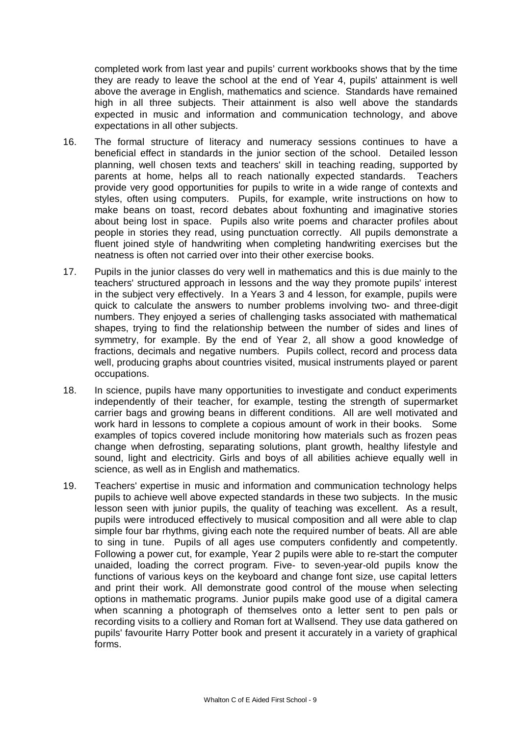completed work from last year and pupils' current workbooks shows that by the time they are ready to leave the school at the end of Year 4, pupils' attainment is well above the average in English, mathematics and science. Standards have remained high in all three subjects. Their attainment is also well above the standards expected in music and information and communication technology, and above expectations in all other subjects.

16. The formal structure of literacy and numeracy sessions continues to have a beneficial effect in standards in the junior section of the school. Detailed lesson planning, well chosen texts and teachers' skill in teaching reading, supported by parents at home, helps all to reach nationally expected standards. Teachers provide very good opportunities for pupils to write in a wide range of contexts and styles, often using computers. Pupils, for example, write instructions on how to make beans on toast, record debates about foxhunting and imaginative stories about being lost in space. Pupils also write poems and character profiles about people in stories they read, using punctuation correctly. All pupils demonstrate a fluent joined style of handwriting when completing handwriting exercises but the neatness is often not carried over into their other exercise books.

17. Pupils in the junior classes do very well in mathematics and this is due mainly to the teachers' structured approach in lessons and the way they promote pupils' interest in the subject very effectively. In a Years 3 and 4 lesson, for example, pupils were quick to calculate the answers to number problems involving two- and three-digit numbers. They enjoyed a series of challenging tasks associated with mathematical shapes, trying to find the relationship between the number of sides and lines of symmetry, for example. By the end of Year 2, all show a good knowledge of fractions, decimals and negative numbers. Pupils collect, record and process data well, producing graphs about countries visited, musical instruments played or parent occupations.

18. In science, pupils have many opportunities to investigate and conduct experiments independently of their teacher, for example, testing the strength of supermarket carrier bags and growing beans in different conditions. All are well motivated and work hard in lessons to complete a copious amount of work in their books. Some examples of topics covered include monitoring how materials such as frozen peas change when defrosting, separating solutions, plant growth, healthy lifestyle and sound, light and electricity. Girls and boys of all abilities achieve equally well in science, as well as in English and mathematics.

19. Teachers' expertise in music and information and communication technology helps pupils to achieve well above expected standards in these two subjects. In the music lesson seen with junior pupils, the quality of teaching was excellent. As a result, pupils were introduced effectively to musical composition and all were able to clap simple four bar rhythms, giving each note the required number of beats. All are able to sing in tune. Pupils of all ages use computers confidently and competently. Following a power cut, for example, Year 2 pupils were able to re-start the computer unaided, loading the correct program. Five- to seven-year-old pupils know the functions of various keys on the keyboard and change font size, use capital letters and print their work. All demonstrate good control of the mouse when selecting options in mathematic programs. Junior pupils make good use of a digital camera when scanning a photograph of themselves onto a letter sent to pen pals or recording visits to a colliery and Roman fort at Wallsend. They use data gathered on pupils' favourite Harry Potter book and present it accurately in a variety of graphical forms.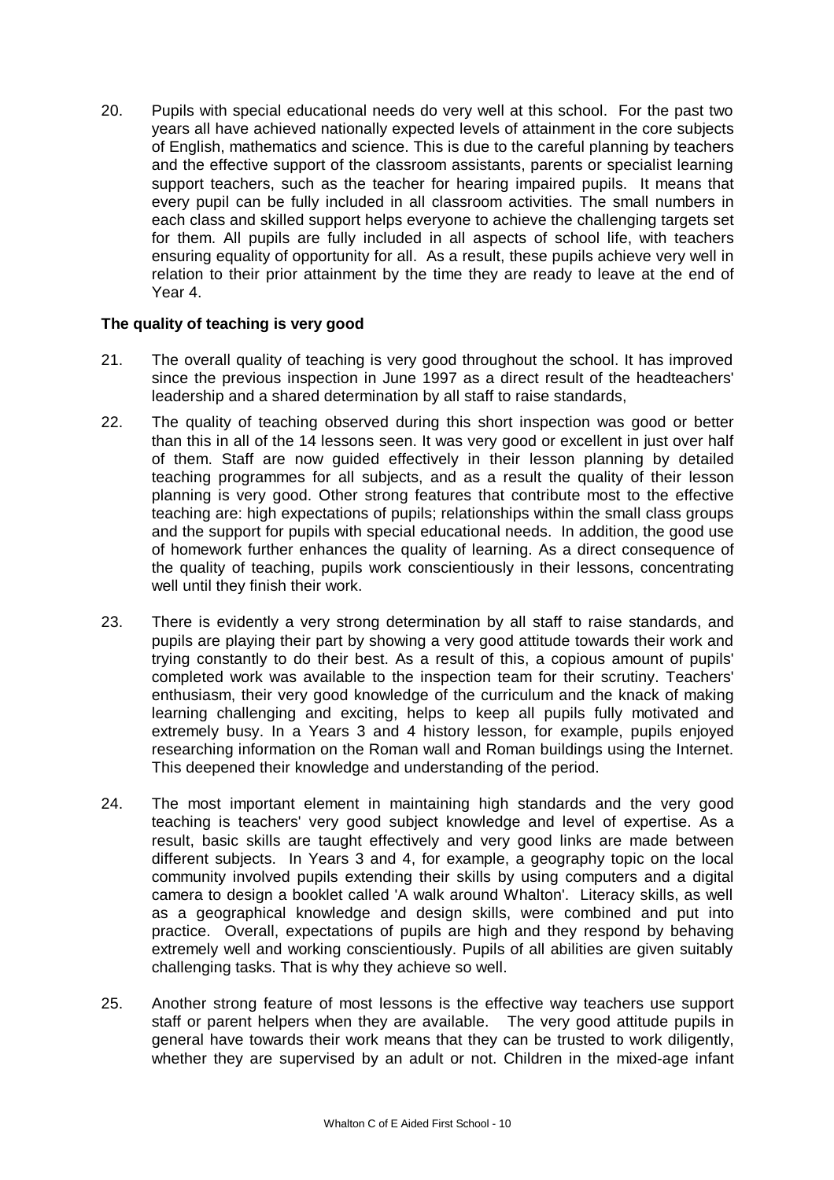20. Pupils with special educational needs do very well at this school. For the past two years all have achieved nationally expected levels of attainment in the core subjects of English, mathematics and science. This is due to the careful planning by teachers and the effective support of the classroom assistants, parents or specialist learning support teachers, such as the teacher for hearing impaired pupils. It means that every pupil can be fully included in all classroom activities. The small numbers in each class and skilled support helps everyone to achieve the challenging targets set for them. All pupils are fully included in all aspects of school life, with teachers ensuring equality of opportunity for all. As a result, these pupils achieve very well in relation to their prior attainment by the time they are ready to leave at the end of Year 4.

**The quality of teaching is very good**

21. The overall quality of teaching is very good throughout the school. It has improved since the previous inspection in June 1997 as a direct result of the headteachers' leadership and a shared determination by all staff to raise standards,

22. The quality of teaching observed during this short inspection was good or better than this in all of the 14 lessons seen. It was very good or excellent in just over half of them. Staff are now guided effectively in their lesson planning by detailed teaching programmes for all subjects, and as a result the quality of their lesson planning is very good. Other strong features that contribute most to the effective teaching are: high expectations of pupils; relationships within the small class groups and the support for pupils with special educational needs. In addition, the good use of homework further enhances the quality of learning. As a direct consequence of the quality of teaching, pupils work conscientiously in their lessons, concentrating well until they finish their work.

23. There is evidently a very strong determination by all staff to raise standards, and pupils are playing their part by showing a very good attitude towards their work and trying constantly to do their best. As a result of this, a copious amount of pupils' completed work was available to the inspection team for their scrutiny. Teachers' enthusiasm, their very good knowledge of the curriculum and the knack of making learning challenging and exciting, helps to keep all pupils fully motivated and extremely busy. In a Years 3 and 4 history lesson, for example, pupils enjoyed researching information on the Roman wall and Roman buildings using the Internet. This deepened their knowledge and understanding of the period.

24. The most important element in maintaining high standards and the very good teaching is teachers' very good subject knowledge and level of expertise. As a result, basic skills are taught effectively and very good links are made between different subjects. In Years 3 and 4, for example, a geography topic on the local community involved pupils extending their skills by using computers and a digital camera to design a booklet called 'A walk around Whalton'. Literacy skills, as well as a geographical knowledge and design skills, were combined and put into practice. Overall, expectations of pupils are high and they respond by behaving extremely well and working conscientiously. Pupils of all abilities are given suitably challenging tasks. That is why they achieve so well.

25. Another strong feature of most lessons is the effective way teachers use support staff or parent helpers when they are available. The very good attitude pupils in general have towards their work means that they can be trusted to work diligently, whether they are supervised by an adult or not. Children in the mixed-age infant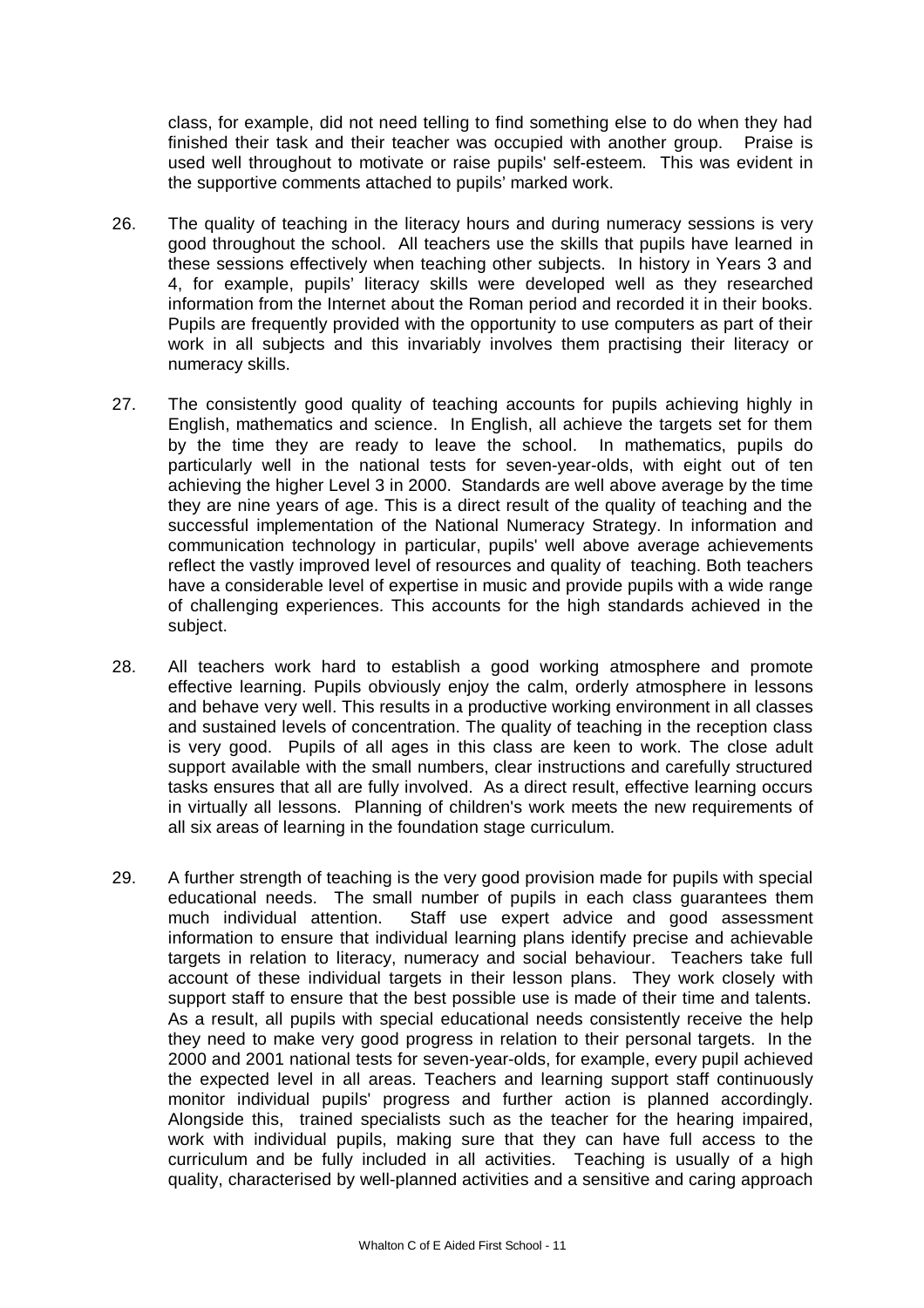class, for example, did not need telling to find something else to do when they had finished their task and their teacher was occupied with another group. Praise is used well throughout to motivate or raise pupils' self-esteem. This was evident in the supportive comments attached to pupils' marked work.

26. The quality of teaching in the literacy hours and during numeracy sessions is very good throughout the school. All teachers use the skills that pupils have learned in these sessions effectively when teaching other subjects. In history in Years 3 and 4, for example, pupils' literacy skills were developed well as they researched information from the Internet about the Roman period and recorded it in their books. Pupils are frequently provided with the opportunity to use computers as part of their work in all subjects and this invariably involves them practising their literacy or numeracy skills.

27. The consistently good quality of teaching accounts for pupils achieving highly in English, mathematics and science. In English, all achieve the targets set for them by the time they are ready to leave the school. In mathematics, pupils do particularly well in the national tests for seven-year-olds, with eight out of ten achieving the higher Level 3 in 2000. Standards are well above average by the time they are nine years of age. This is a direct result of the quality of teaching and the successful implementation of the National Numeracy Strategy. In information and communication technology in particular, pupils' well above average achievements reflect the vastly improved level of resources and quality of teaching. Both teachers have a considerable level of expertise in music and provide pupils with a wide range of challenging experiences. This accounts for the high standards achieved in the subject.

28. All teachers work hard to establish a good working atmosphere and promote effective learning. Pupils obviously enjoy the calm, orderly atmosphere in lessons and behave very well. This results in a productive working environment in all classes and sustained levels of concentration. The quality of teaching in the reception class is very good. Pupils of all ages in this class are keen to work. The close adult support available with the small numbers, clear instructions and carefully structured tasks ensures that all are fully involved. As a direct result, effective learning occurs in virtually all lessons. Planning of children's work meets the new requirements of all six areas of learning in the foundation stage curriculum.

29. A further strength of teaching is the very good provision made for pupils with special educational needs. The small number of pupils in each class guarantees them much individual attention. Staff use expert advice and good assessment information to ensure that individual learning plans identify precise and achievable targets in relation to literacy, numeracy and social behaviour. Teachers take full account of these individual targets in their lesson plans. They work closely with support staff to ensure that the best possible use is made of their time and talents. As a result, all pupils with special educational needs consistently receive the help they need to make very good progress in relation to their personal targets. In the 2000 and 2001 national tests for seven-year-olds, for example, every pupil achieved the expected level in all areas. Teachers and learning support staff continuously monitor individual pupils' progress and further action is planned accordingly. Alongside this, trained specialists such as the teacher for the hearing impaired, work with individual pupils, making sure that they can have full access to the curriculum and be fully included in all activities. Teaching is usually of a high quality, characterised by well-planned activities and a sensitive and caring approach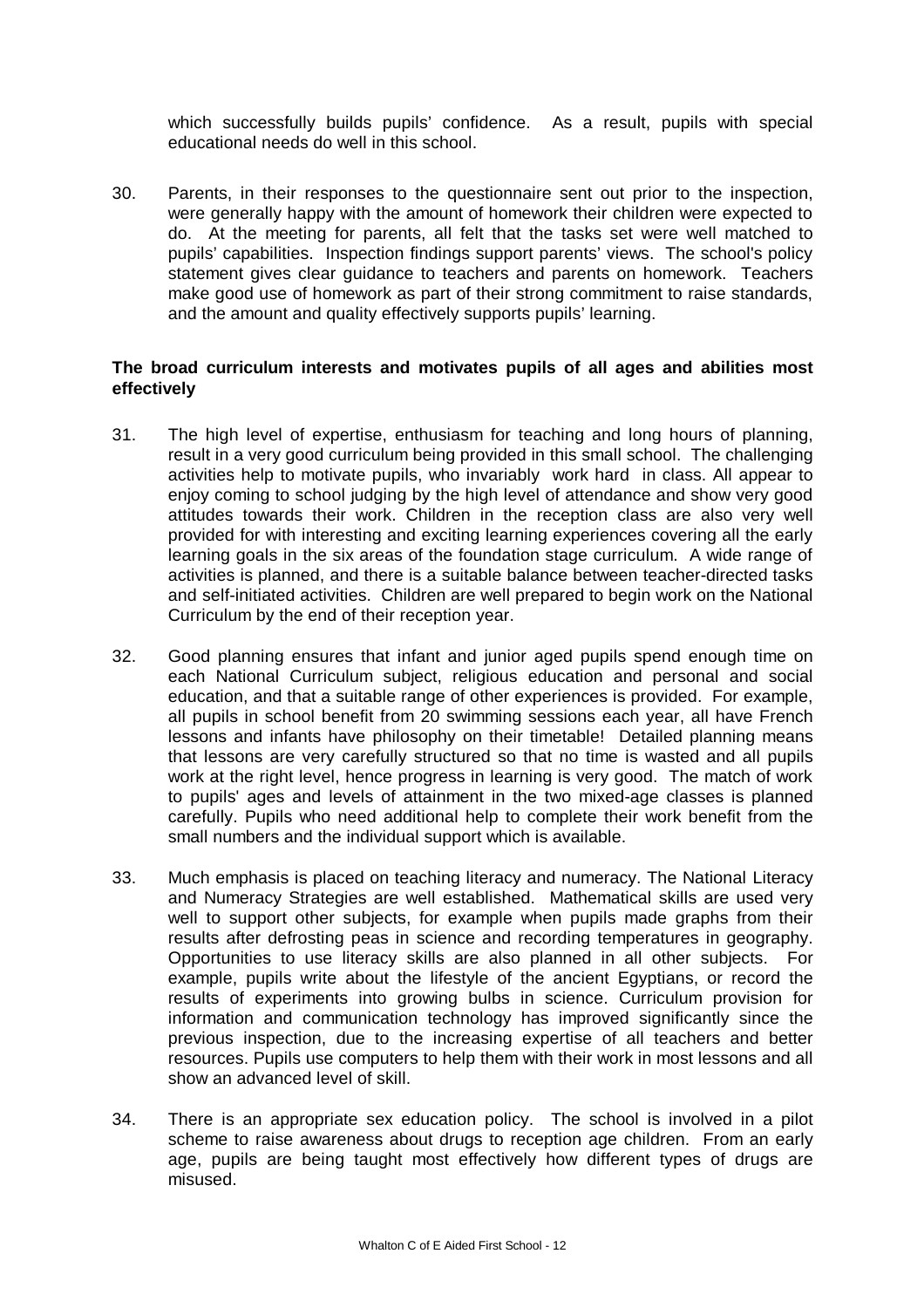which successfully builds pupils' confidence. As a result, pupils with special educational needs do well in this school.

30. Parents, in their responses to the questionnaire sent out prior to the inspection, were generally happy with the amount of homework their children were expected to do. At the meeting for parents, all felt that the tasks set were well matched to pupils' capabilities. Inspection findings support parents' views. The school's policy statement gives clear guidance to teachers and parents on homework. Teachers make good use of homework as part of their strong commitment to raise standards, and the amount and quality effectively supports pupils' learning.

**The broad curriculum interests and motivates pupils of all ages and abilities most effectively**

31. The high level of expertise, enthusiasm for teaching and long hours of planning, result in a very good curriculum being provided in this small school. The challenging activities help to motivate pupils, who invariably work hard in class. All appear to enjoy coming to school judging by the high level of attendance and show very good attitudes towards their work. Children in the reception class are also very well provided for with interesting and exciting learning experiences covering all the early learning goals in the six areas of the foundation stage curriculum. A wide range of activities is planned, and there is a suitable balance between teacher-directed tasks and self-initiated activities. Children are well prepared to begin work on the National Curriculum by the end of their reception year.

32. Good planning ensures that infant and junior aged pupils spend enough time on each National Curriculum subject, religious education and personal and social education, and that a suitable range of other experiences is provided. For example, all pupils in school benefit from 20 swimming sessions each year, all have French lessons and infants have philosophy on their timetable! Detailed planning means that lessons are very carefully structured so that no time is wasted and all pupils work at the right level, hence progress in learning is very good. The match of work to pupils' ages and levels of attainment in the two mixed-age classes is planned carefully. Pupils who need additional help to complete their work benefit from the small numbers and the individual support which is available.

33. Much emphasis is placed on teaching literacy and numeracy. The National Literacy and Numeracy Strategies are well established. Mathematical skills are used very well to support other subjects, for example when pupils made graphs from their results after defrosting peas in science and recording temperatures in geography. Opportunities to use literacy skills are also planned in all other subjects. For example, pupils write about the lifestyle of the ancient Egyptians, or record the results of experiments into growing bulbs in science. Curriculum provision for information and communication technology has improved significantly since the previous inspection, due to the increasing expertise of all teachers and better resources. Pupils use computers to help them with their work in most lessons and all show an advanced level of skill.

34. There is an appropriate sex education policy. The school is involved in a pilot scheme to raise awareness about drugs to reception age children. From an early age, pupils are being taught most effectively how different types of drugs are misused.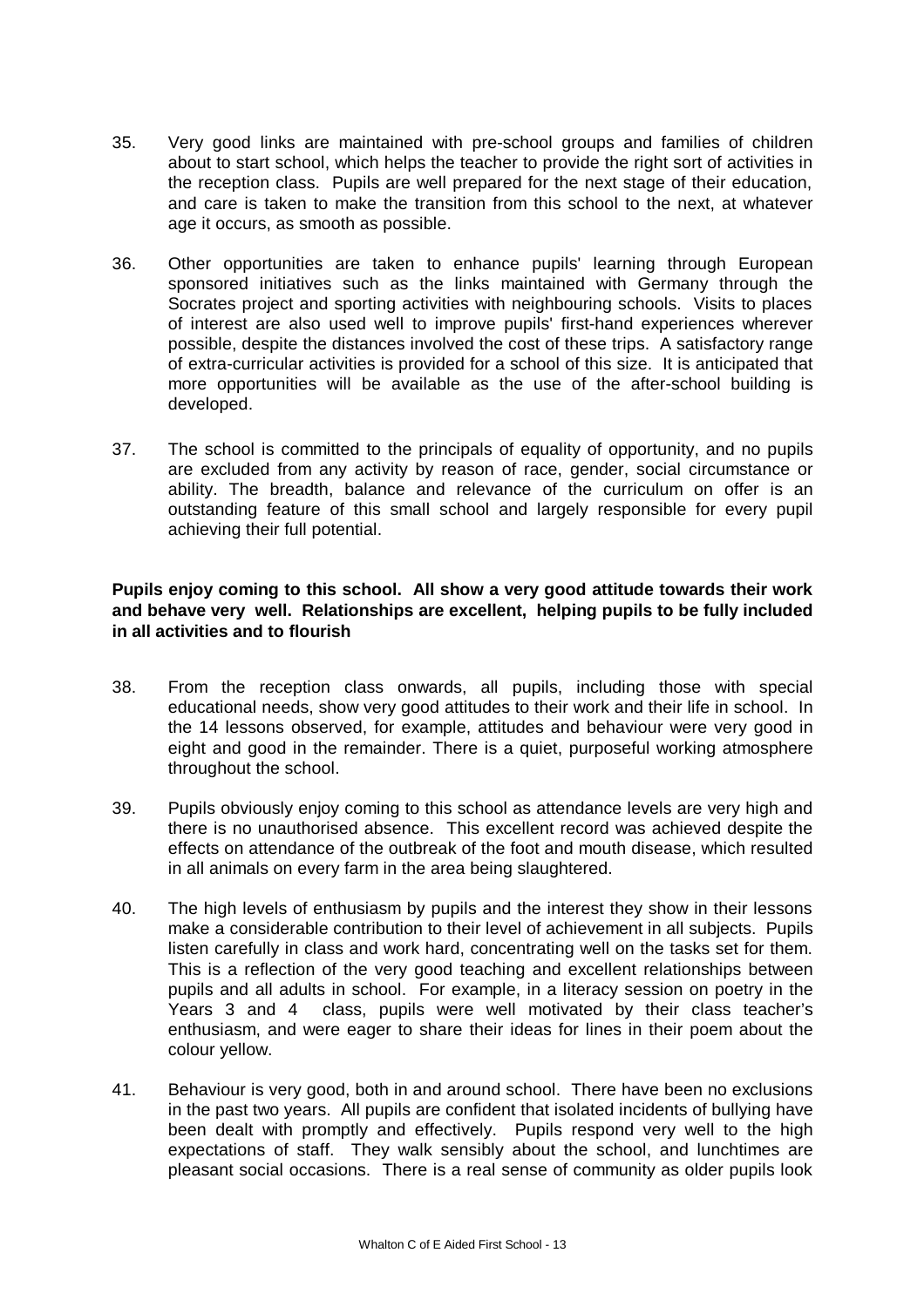35. Very good links are maintained with pre-school groups and families of children about to start school, which helps the teacher to provide the right sort of activities in the reception class. Pupils are well prepared for the next stage of their education, and care is taken to make the transition from this school to the next, at whatever age it occurs, as smooth as possible.

36. Other opportunities are taken to enhance pupils' learning through European sponsored initiatives such as the links maintained with Germany through the Socrates project and sporting activities with neighbouring schools. Visits to places of interest are also used well to improve pupils' first-hand experiences wherever possible, despite the distances involved the cost of these trips. A satisfactory range of extra-curricular activities is provided for a school of this size. It is anticipated that more opportunities will be available as the use of the after-school building is developed.

37. The school is committed to the principals of equality of opportunity, and no pupils are excluded from any activity by reason of race, gender, social circumstance or ability. The breadth, balance and relevance of the curriculum on offer is an outstanding feature of this small school and largely responsible for every pupil achieving their full potential.

**Pupils enjoy coming to this school. All show a very good attitude towards their work and behave very well. Relationships are excellent, helping pupils to be fully included in all activities and to flourish**

38. From the reception class onwards, all pupils, including those with special educational needs, show very good attitudes to their work and their life in school. In the 14 lessons observed, for example, attitudes and behaviour were very good in eight and good in the remainder. There is a quiet, purposeful working atmosphere throughout the school.

39. Pupils obviously enjoy coming to this school as attendance levels are very high and there is no unauthorised absence. This excellent record was achieved despite the effects on attendance of the outbreak of the foot and mouth disease, which resulted in all animals on every farm in the area being slaughtered.

40. The high levels of enthusiasm by pupils and the interest they show in their lessons make a considerable contribution to their level of achievement in all subjects. Pupils listen carefully in class and work hard, concentrating well on the tasks set for them. This is a reflection of the very good teaching and excellent relationships between pupils and all adults in school. For example, in a literacy session on poetry in the Years 3 and 4 class, pupils were well motivated by their class teacher's enthusiasm, and were eager to share their ideas for lines in their poem about the colour yellow.

41. Behaviour is very good, both in and around school. There have been no exclusions in the past two years. All pupils are confident that isolated incidents of bullying have been dealt with promptly and effectively. Pupils respond very well to the high expectations of staff. They walk sensibly about the school, and lunchtimes are pleasant social occasions. There is a real sense of community as older pupils look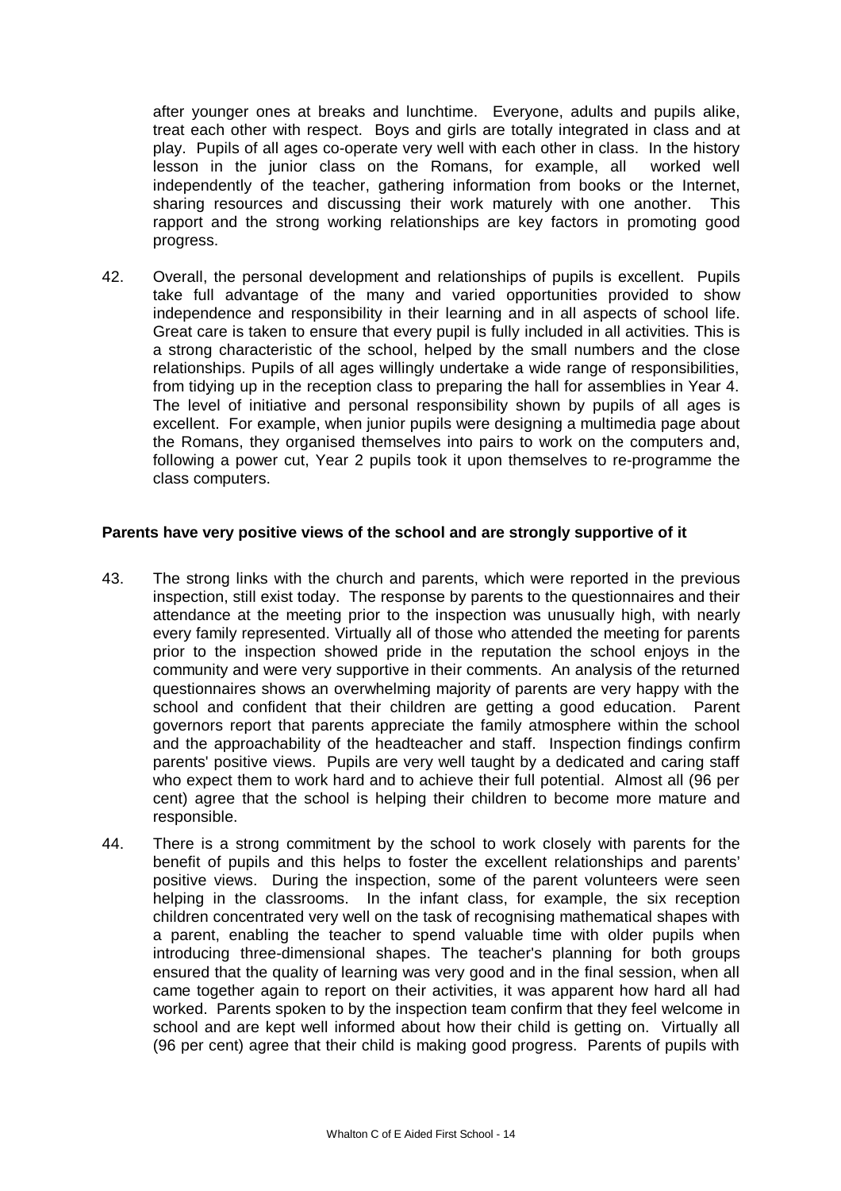after younger ones at breaks and lunchtime. Everyone, adults and pupils alike, treat each other with respect. Boys and girls are totally integrated in class and at play. Pupils of all ages co-operate very well with each other in class. In the history lesson in the junior class on the Romans, for example, all worked well independently of the teacher, gathering information from books or the Internet, sharing resources and discussing their work maturely with one another. This rapport and the strong working relationships are key factors in promoting good progress.

42. Overall, the personal development and relationships of pupils is excellent. Pupils take full advantage of the many and varied opportunities provided to show independence and responsibility in their learning and in all aspects of school life. Great care is taken to ensure that every pupil is fully included in all activities. This is a strong characteristic of the school, helped by the small numbers and the close relationships. Pupils of all ages willingly undertake a wide range of responsibilities, from tidying up in the reception class to preparing the hall for assemblies in Year 4. The level of initiative and personal responsibility shown by pupils of all ages is excellent. For example, when junior pupils were designing a multimedia page about the Romans, they organised themselves into pairs to work on the computers and, following a power cut, Year 2 pupils took it upon themselves to re-programme the class computers.

**Parents have very positive views of the school and are strongly supportive of it**

43. The strong links with the church and parents, which were reported in the previous inspection, still exist today. The response by parents to the questionnaires and their attendance at the meeting prior to the inspection was unusually high, with nearly every family represented. Virtually all of those who attended the meeting for parents prior to the inspection showed pride in the reputation the school enjoys in the community and were very supportive in their comments. An analysis of the returned questionnaires shows an overwhelming majority of parents are very happy with the school and confident that their children are getting a good education. Parent governors report that parents appreciate the family atmosphere within the school and the approachability of the headteacher and staff. Inspection findings confirm parents' positive views. Pupils are very well taught by a dedicated and caring staff who expect them to work hard and to achieve their full potential. Almost all (96 per cent) agree that the school is helping their children to become more mature and responsible.

44. There is a strong commitment by the school to work closely with parents for the benefit of pupils and this helps to foster the excellent relationships and parents' positive views. During the inspection, some of the parent volunteers were seen helping in the classrooms. In the infant class, for example, the six reception children concentrated very well on the task of recognising mathematical shapes with a parent, enabling the teacher to spend valuable time with older pupils when introducing three-dimensional shapes. The teacher's planning for both groups ensured that the quality of learning was very good and in the final session, when all came together again to report on their activities, it was apparent how hard all had worked. Parents spoken to by the inspection team confirm that they feel welcome in school and are kept well informed about how their child is getting on. Virtually all (96 per cent) agree that their child is making good progress. Parents of pupils with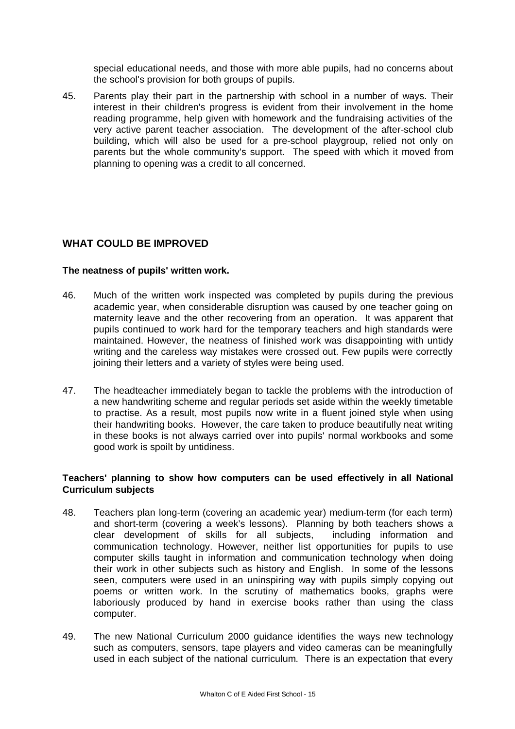special educational needs, and those with more able pupils, had no concerns about the school's provision for both groups of pupils.

45. Parents play their part in the partnership with school in a number of ways. Their interest in their children's progress is evident from their involvement in the home reading programme, help given with homework and the fundraising activities of the very active parent teacher association. The development of the after-school club building, which will also be used for a pre-school playgroup, relied not only on parents but the whole community's support. The speed with which it moved from planning to opening was a credit to all concerned.

## WHAT COULD BE IMPROVED

**The neatness of pupils' written work.**

46. Much of the written work inspected was completed by pupils during the previous academic year, when considerable disruption was caused by one teacher going on maternity leave and the other recovering from an operation. It was apparent that pupils continued to work hard for the temporary teachers and high standards were maintained. However, the neatness of finished work was disappointing with untidy writing and the careless way mistakes were crossed out. Few pupils were correctly joining their letters and a variety of styles were being used.

47. The headteacher immediately began to tackle the problems with the introduction of a new handwriting scheme and regular periods set aside within the weekly timetable to practise. As a result, most pupils now write in a fluent joined style when using their handwriting books. However, the care taken to produce beautifully neat writing in these books is not always carried over into pupils' normal workbooks and some good work is spoilt by untidiness.

**Teachers' planning to show how computers can be used effectively in all National Curriculum subjects**

48. Teachers plan long-term (covering an academic year) medium-term (for each term) and short-term (covering a week's lessons). Planning by both teachers shows a clear development of skills for all subjects, including information and communication technology. However, neither list opportunities for pupils to use computer skills taught in information and communication technology when doing their work in other subjects such as history and English. In some of the lessons seen, computers were used in an uninspiring way with pupils simply copying out poems or written work. In the scrutiny of mathematics books, graphs were laboriously produced by hand in exercise books rather than using the class computer.

49. The new National Curriculum 2000 guidance identifies the ways new technology such as computers, sensors, tape players and video cameras can be meaningfully used in each subject of the national curriculum. There is an expectation that every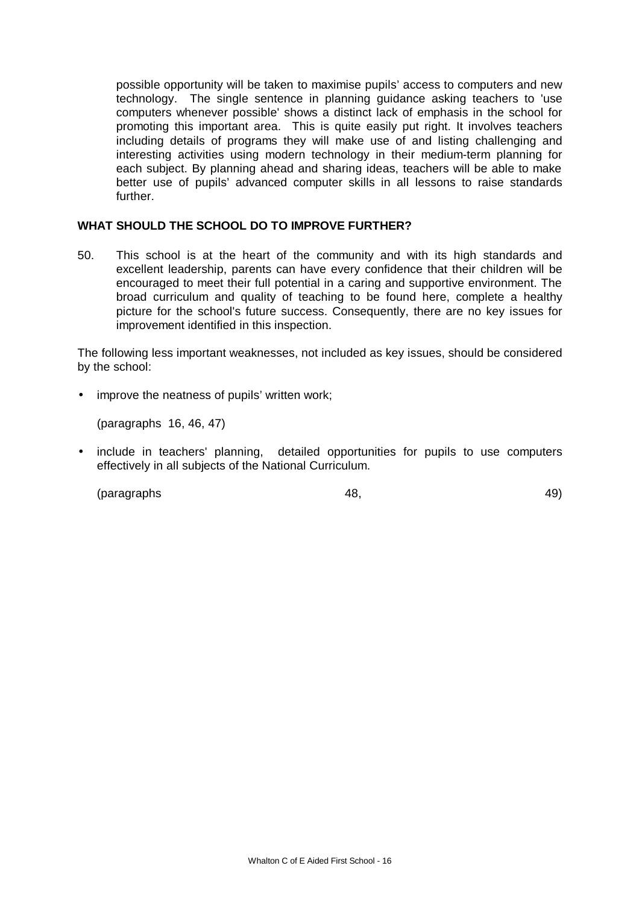possible opportunity will be taken to maximise pupils' access to computers and new technology. The single sentence in planning guidance asking teachers to 'use computers whenever possible' shows a distinct lack of emphasis in the school for promoting this important area. This is quite easily put right. It involves teachers including details of programs they will make use of and listing challenging and interesting activities using modern technology in their medium-term planning for each subject. By planning ahead and sharing ideas, teachers will be able to make better use of pupils' advanced computer skills in all lessons to raise standards further.

## WHAT SHOULD THE SCHOOL DO TO IMPROVE FURTHER?

50. This school is at the heart of the community and with its high standards and excellent leadership, parents can have every confidence that their children will be encouraged to meet their full potential in a caring and supportive environment. The broad curriculum and quality of teaching to be found here, complete a healthy picture for the school's future success. Consequently, there are no key issues for improvement identified in this inspection.

The following less important weaknesses, not included as key issues, should be considered by the school:

- improve the neatness of pupils' written work;

  (paragraphs 16, 46, 47)

- include in teachers' planning, detailed opportunities for pupils to use computers effectively in all subjects of the National Curriculum.

  (paragraphs 48, 49)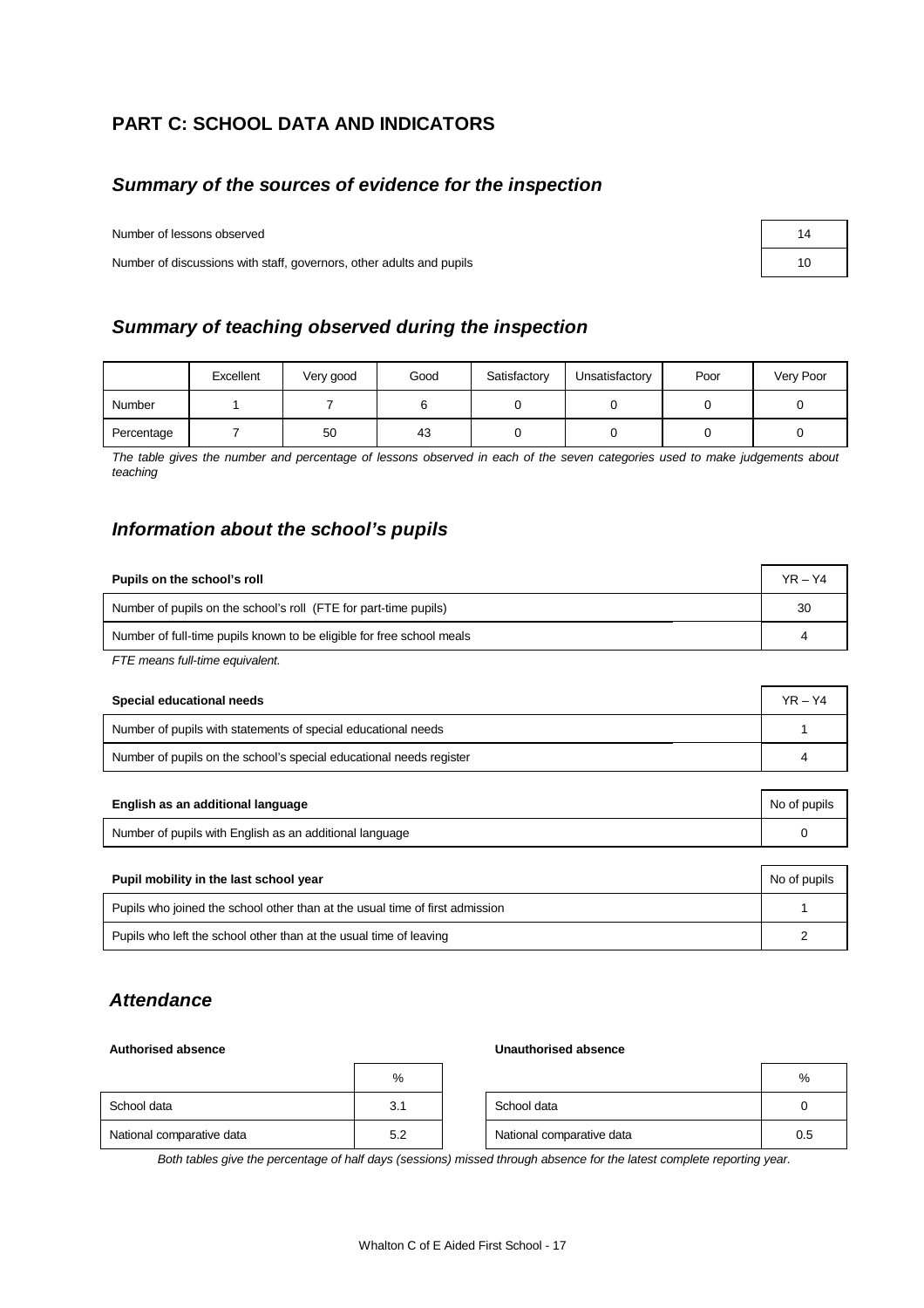## PART C: SCHOOL DATA AND INDICATORS

### *Summary of the sources of evidence for the inspection*

| | |
|---|---|
| Number of lessons observed | 14 |
| Number of discussions with staff, governors, other adults and pupils | 10 |

### *Summary of teaching observed during the inspection*

| | Excellent | Very good | Good | Satisfactory | Unsatisfactory | Poor | Very Poor |
|---|---|---|---|---|---|---|---|
| Number | 1 | 7 | 6 | 0 | 0 | 0 | 0 |
| Percentage | 7 | 50 | 43 | 0 | 0 | 0 | 0 |

*The table gives the number and percentage of lessons observed in each of the seven categories used to make judgements about teaching*

### *Information about the school's pupils*

| **Pupils on the school's roll** | YR – Y4 |
|---|---|
| Number of pupils on the school's roll (FTE for part-time pupils) | 30 |
| Number of full-time pupils known to be eligible for free school meals | 4 |

*FTE means full-time equivalent.*

| **Special educational needs** | YR – Y4 |
|---|---|
| Number of pupils with statements of special educational needs | 1 |
| Number of pupils on the school's special educational needs register | 4 |

| **English as an additional language** | No of pupils |
|---|---|
| Number of pupils with English as an additional language | 0 |

| **Pupil mobility in the last school year** | No of pupils |
|---|---|
| Pupils who joined the school other than at the usual time of first admission | 1 |
| Pupils who left the school other than at the usual time of leaving | 2 |

### *Attendance*

**Authorised absence**

| | % |
|---|---|
| School data | 3.1 |
| National comparative data | 5.2 |

**Unauthorised absence**

| | % |
|---|---|
| School data | 0 |
| National comparative data | 0.5 |

*Both tables give the percentage of half days (sessions) missed through absence for the latest complete reporting year.*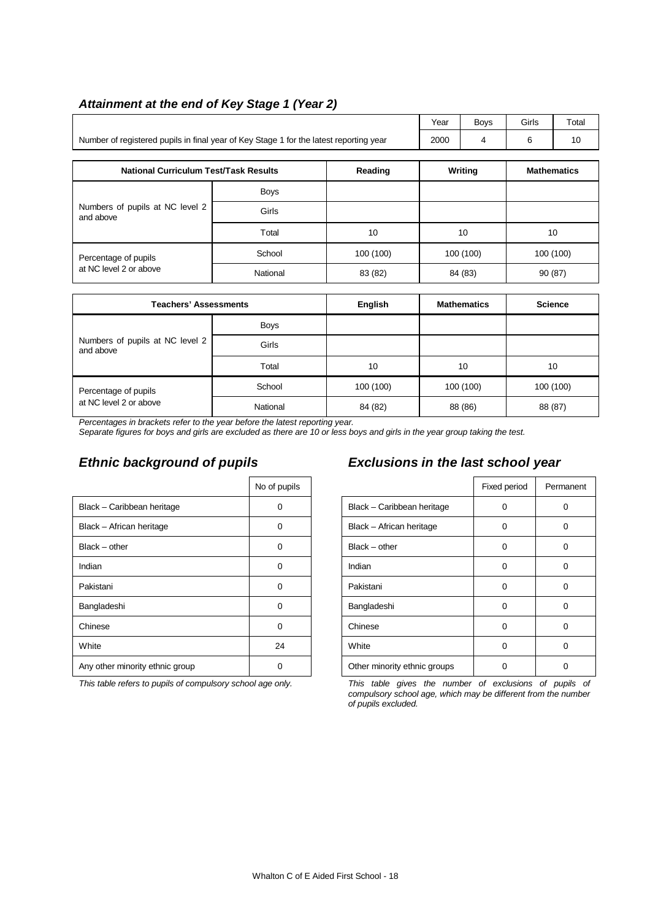### *Attainment at the end of Key Stage 1 (Year 2)*

| | Year | Boys | Girls | Total |
|---|---|---|---|---|
| Number of registered pupils in final year of Key Stage 1 for the latest reporting year | 2000 | 4 | 6 | 10 |

| National Curriculum Test/Task Results | | Reading | Writing | Mathematics |
|---|---|---|---|---|
| Numbers of pupils at NC level 2 and above | Boys | | | |
| | Girls | | | |
| | Total | 10 | 10 | 10 |
| Percentage of pupils at NC level 2 or above | School | 100 (100) | 100 (100) | 100 (100) |
| | National | 83 (82) | 84 (83) | 90 (87) |

| Teachers' Assessments | | English | Mathematics | Science |
|---|---|---|---|---|
| Numbers of pupils at NC level 2 and above | Boys | | | |
| | Girls | | | |
| | Total | 10 | 10 | 10 |
| Percentage of pupils at NC level 2 or above | School | 100 (100) | 100 (100) | 100 (100) |
| | National | 84 (82) | 88 (86) | 88 (87) |

*Percentages in brackets refer to the year before the latest reporting year.*

*Separate figures for boys and girls are excluded as there are 10 or less boys and girls in the year group taking the test.*

## *Ethnic background of pupils*

| | No of pupils |
|---|---|
| Black – Caribbean heritage | 0 |
| Black – African heritage | 0 |
| Black – other | 0 |
| Indian | 0 |
| Pakistani | 0 |
| Bangladeshi | 0 |
| Chinese | 0 |
| White | 24 |
| Any other minority ethnic group | 0 |

*This table refers to pupils of compulsory school age only.*

## *Exclusions in the last school year*

| | Fixed period | Permanent |
|---|---|---|
| Black – Caribbean heritage | 0 | 0 |
| Black – African heritage | 0 | 0 |
| Black – other | 0 | 0 |
| Indian | 0 | 0 |
| Pakistani | 0 | 0 |
| Bangladeshi | 0 | 0 |
| Chinese | 0 | 0 |
| White | 0 | 0 |
| Other minority ethnic groups | 0 | 0 |

*This table gives the number of exclusions of pupils of compulsory school age, which may be different from the number of pupils excluded.*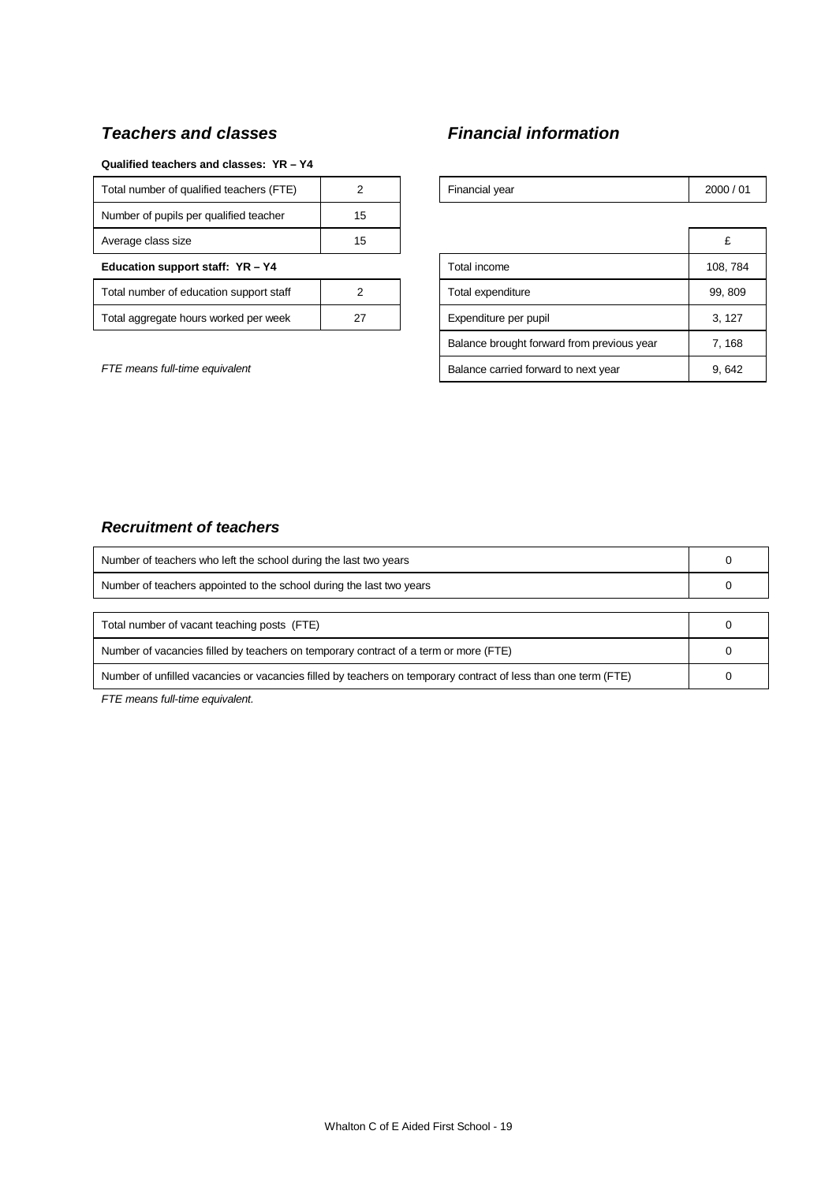## *Teachers and classes*

**Qualified teachers and classes: YR – Y4**

| | |
|---|---|
| Total number of qualified teachers (FTE) | 2 |
| Number of pupils per qualified teacher | 15 |
| Average class size | 15 |

**Education support staff: YR – Y4**

| | |
|---|---|
| Total number of education support staff | 2 |
| Total aggregate hours worked per week | 27 |

*FTE means full-time equivalent*

## *Financial information*

| | |
|---|---|
| Financial year | 2000 / 01 |

| | £ |
|---|---|
| Total income | 108, 784 |
| Total expenditure | 99, 809 |
| Expenditure per pupil | 3, 127 |
| Balance brought forward from previous year | 7, 168 |
| Balance carried forward to next year | 9, 642 |

## *Recruitment of teachers*

| | |
|---|---|
| Number of teachers who left the school during the last two years | 0 |
| Number of teachers appointed to the school during the last two years | 0 |

| | |
|---|---|
| Total number of vacant teaching posts (FTE) | 0 |
| Number of vacancies filled by teachers on temporary contract of a term or more (FTE) | 0 |
| Number of unfilled vacancies or vacancies filled by teachers on temporary contract of less than one term (FTE) | 0 |

*FTE means full-time equivalent.*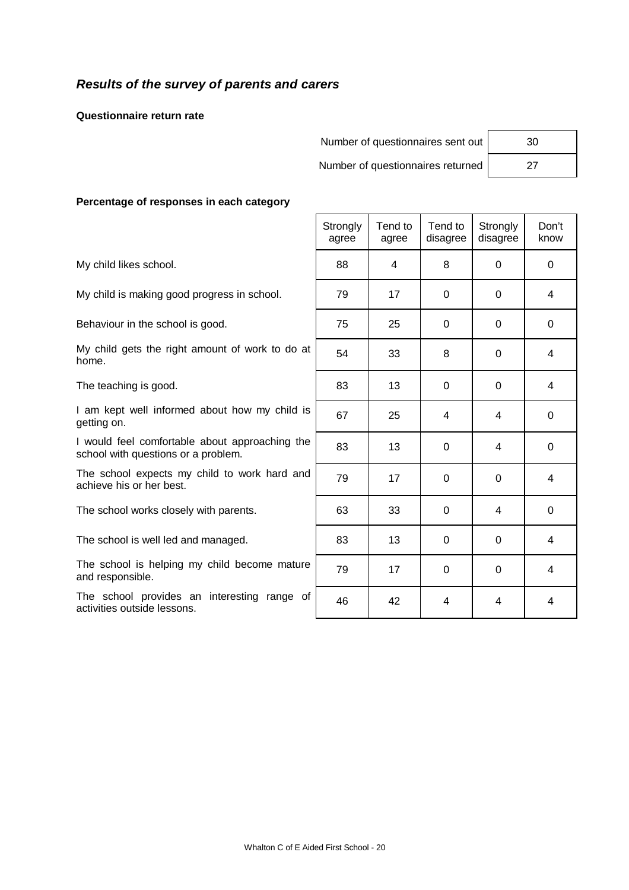## *Results of the survey of parents and carers*

**Questionnaire return rate**

| | |
|---|---|
| Number of questionnaires sent out | 30 |
| Number of questionnaires returned | 27 |

**Percentage of responses in each category**

| | Strongly agree | Tend to agree | Tend to disagree | Strongly disagree | Don't know |
|---|---|---|---|---|---|
| My child likes school. | 88 | 4 | 8 | 0 | 0 |
| My child is making good progress in school. | 79 | 17 | 0 | 0 | 4 |
| Behaviour in the school is good. | 75 | 25 | 0 | 0 | 0 |
| My child gets the right amount of work to do at home. | 54 | 33 | 8 | 0 | 4 |
| The teaching is good. | 83 | 13 | 0 | 0 | 4 |
| I am kept well informed about how my child is getting on. | 67 | 25 | 4 | 4 | 0 |
| I would feel comfortable about approaching the school with questions or a problem. | 83 | 13 | 0 | 4 | 0 |
| The school expects my child to work hard and achieve his or her best. | 79 | 17 | 0 | 0 | 4 |
| The school works closely with parents. | 63 | 33 | 0 | 4 | 0 |
| The school is well led and managed. | 83 | 13 | 0 | 0 | 4 |
| The school is helping my child become mature and responsible. | 79 | 17 | 0 | 0 | 4 |
| The school provides an interesting range of activities outside lessons. | 46 | 42 | 4 | 4 | 4 |